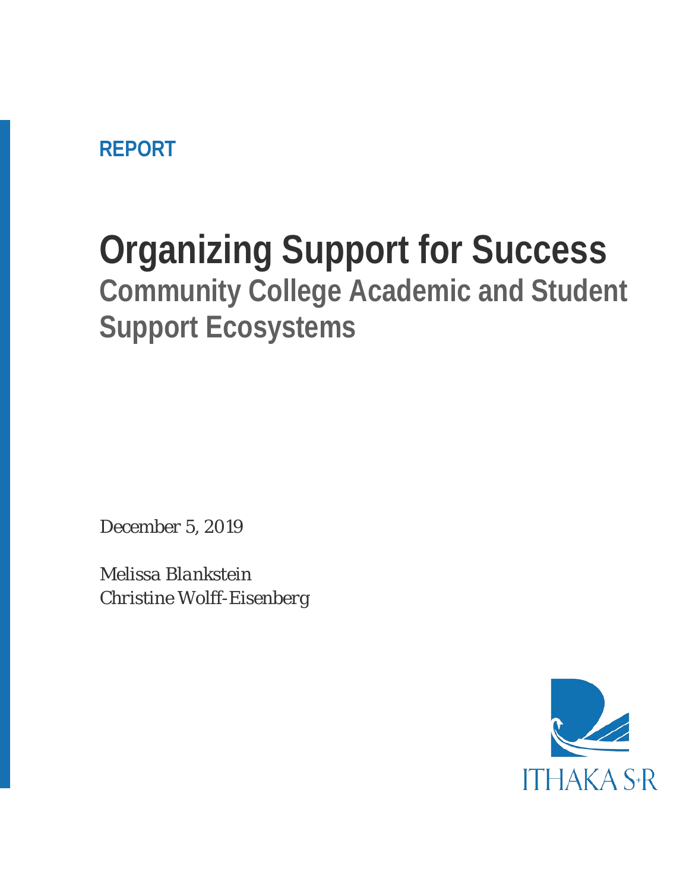REPORT

# Organizing Support for Success

## Community College Academic and Student Support Ecosystems

*December 5, 2019*

*Melissa Blankstein*
*Christine Wolff-Eisenberg*

ITHAKA S+R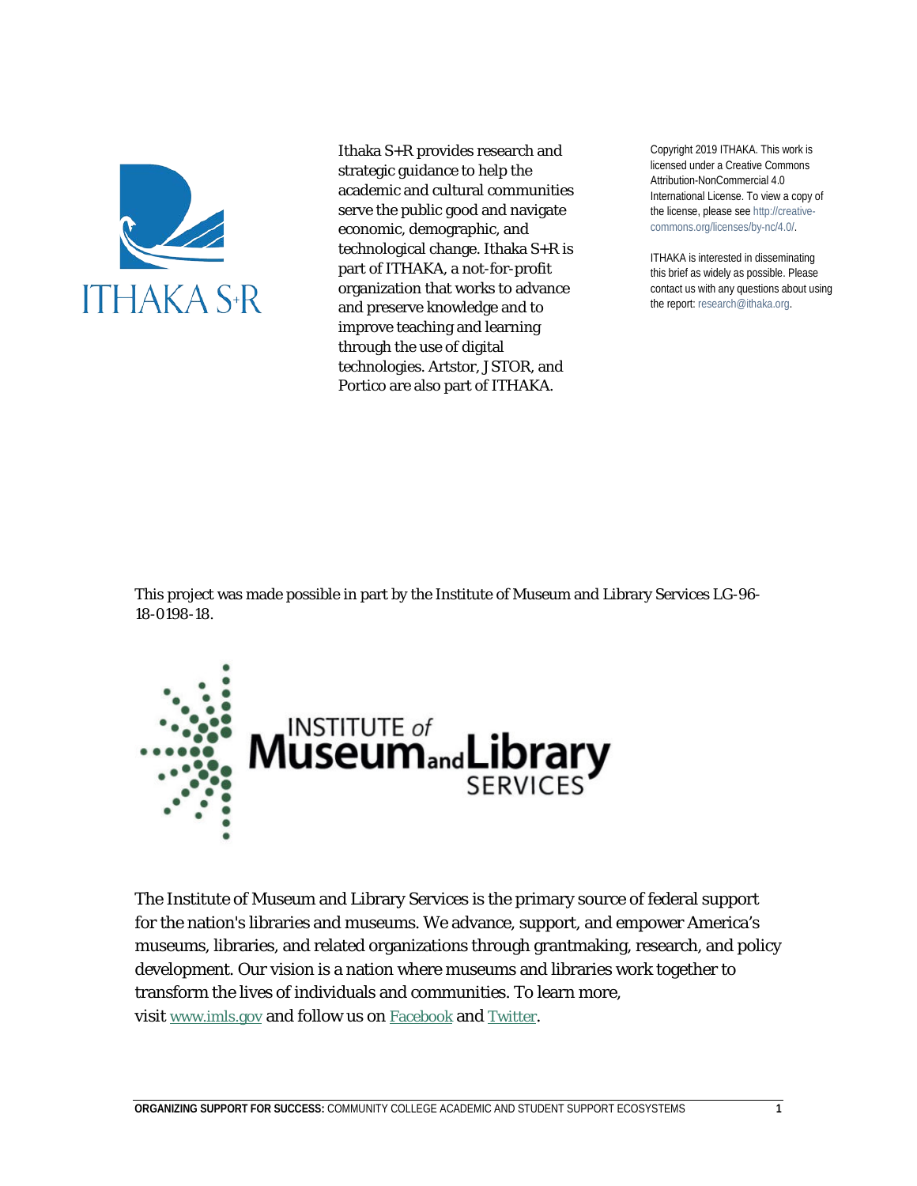Ithaka S+R provides research and strategic guidance to help the academic and cultural communities serve the public good and navigate economic, demographic, and technological change. Ithaka S+R is part of ITHAKA, a not-for-profit organization that works to advance and preserve knowledge and to improve teaching and learning through the use of digital technologies. Artstor, JSTOR, and Portico are also part of ITHAKA.

Copyright 2019 ITHAKA. This work is licensed under a Creative Commons Attribution-NonCommercial 4.0 International License. To view a copy of the license, please see http://creative-commons.org/licenses/by-nc/4.0/.

ITHAKA is interested in disseminating this brief as widely as possible. Please contact us with any questions about using the report: research@ithaka.org.

This project was made possible in part by the Institute of Museum and Library Services LG-96-18-0198-18.

The Institute of Museum and Library Services is the primary source of federal support for the nation's libraries and museums. We advance, support, and empower America's museums, libraries, and related organizations through grantmaking, research, and policy development. Our vision is a nation where museums and libraries work together to transform the lives of individuals and communities. To learn more, visit [www.imls.gov](www.imls.gov) and follow us on Facebook and Twitter.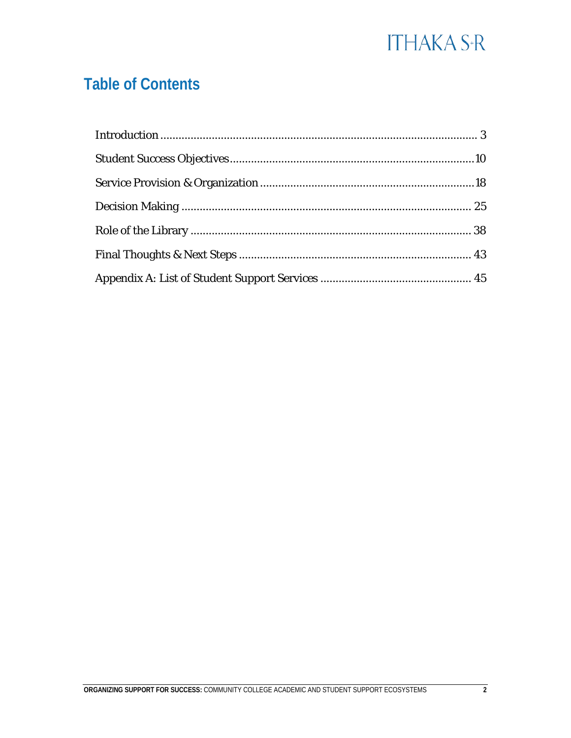## Table of Contents

Introduction ........................................................................................................ 3

Student Success Objectives ................................................................................10

Service Provision & Organization ......................................................................18

Decision Making ................................................................................................ 25

Role of the Library ............................................................................................ 38

Final Thoughts & Next Steps ............................................................................ 43

Appendix A: List of Student Support Services .................................................. 45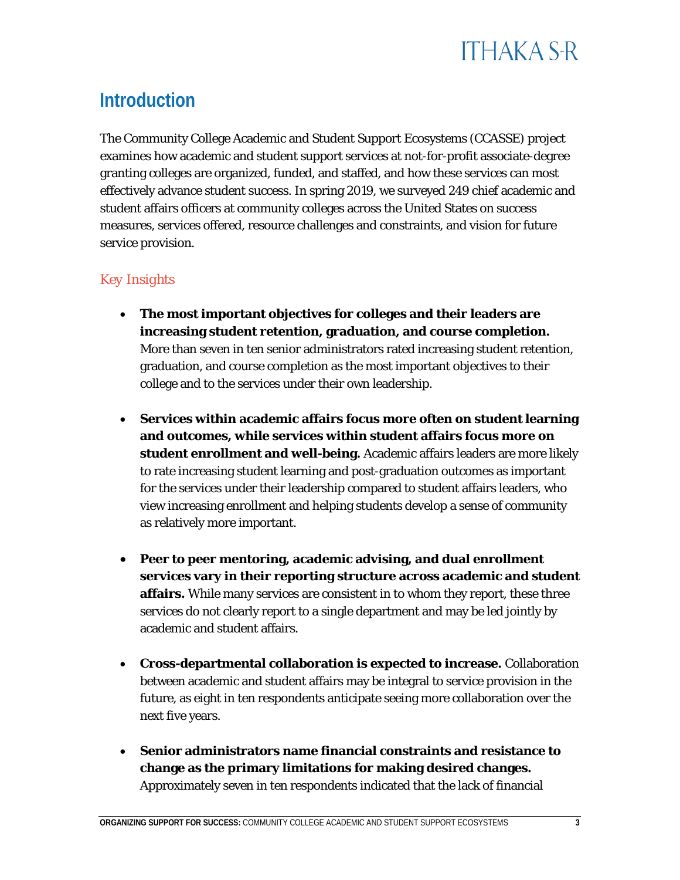## Introduction

The Community College Academic and Student Support Ecosystems (CCASSE) project examines how academic and student support services at not-for-profit associate-degree granting colleges are organized, funded, and staffed, and how these services can most effectively advance student success. In spring 2019, we surveyed 249 chief academic and student affairs officers at community colleges across the United States on success measures, services offered, resource challenges and constraints, and vision for future service provision.

### Key Insights

- **The most important objectives for colleges and their leaders are increasing student retention, graduation, and course completion.** More than seven in ten senior administrators rated increasing student retention, graduation, and course completion as the most important objectives to their college and to the services under their own leadership.

- **Services within academic affairs focus more often on student learning and outcomes, while services within student affairs focus more on student enrollment and well-being.** Academic affairs leaders are more likely to rate increasing student learning and post-graduation outcomes as important for the services under their leadership compared to student affairs leaders, who view increasing enrollment and helping students develop a sense of community as relatively more important.

- **Peer to peer mentoring, academic advising, and dual enrollment services vary in their reporting structure across academic and student affairs.** While many services are consistent in to whom they report, these three services do not clearly report to a single department and may be led jointly by academic and student affairs.

- **Cross-departmental collaboration is expected to increase.** Collaboration between academic and student affairs may be integral to service provision in the future, as eight in ten respondents anticipate seeing more collaboration over the next five years.

- **Senior administrators name financial constraints and resistance to change as the primary limitations for making desired changes.** Approximately seven in ten respondents indicated that the lack of financial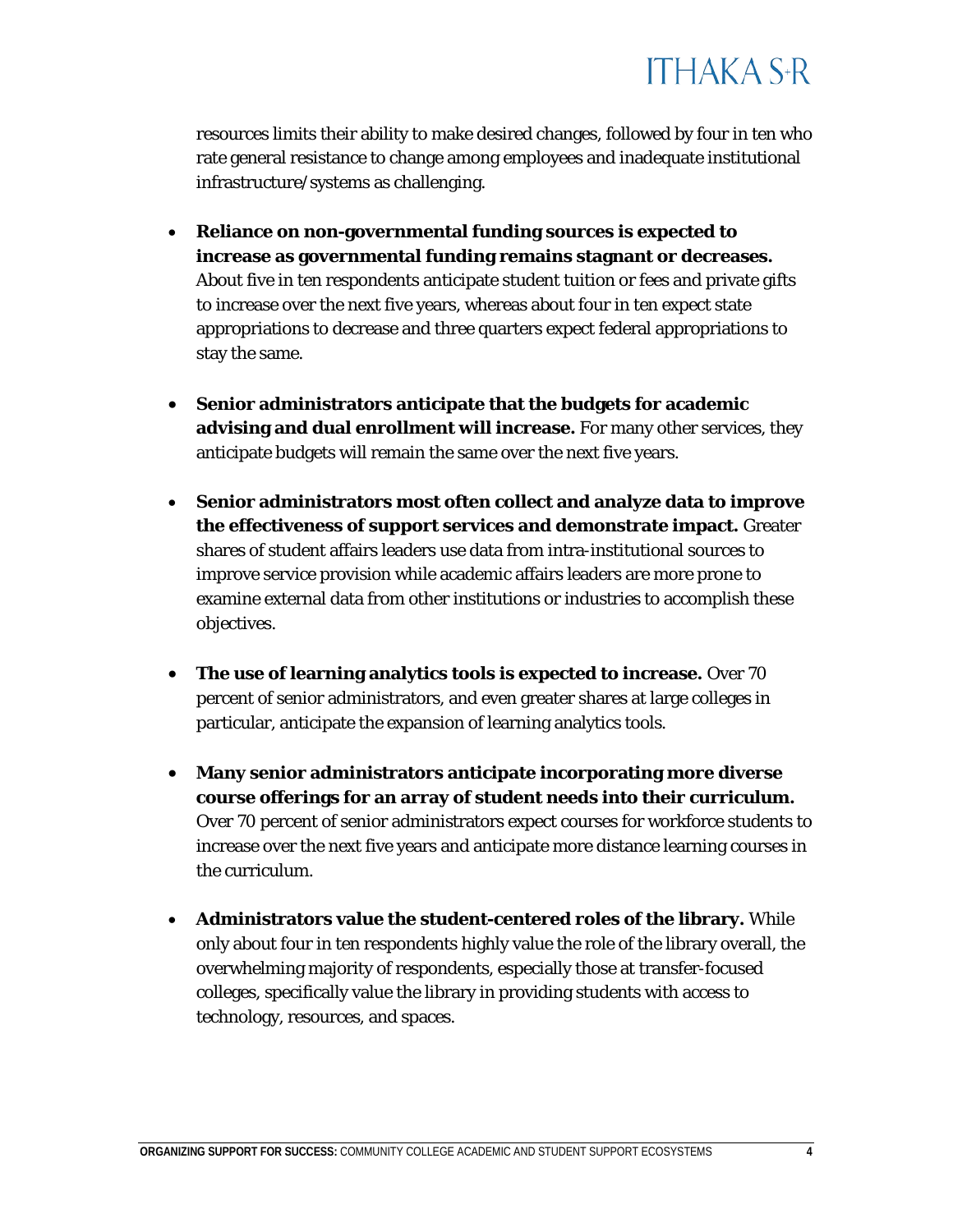resources limits their ability to make desired changes, followed by four in ten who rate general resistance to change among employees and inadequate institutional infrastructure/systems as challenging.

- **Reliance on non-governmental funding sources is expected to increase as governmental funding remains stagnant or decreases.** About five in ten respondents anticipate student tuition or fees and private gifts to increase over the next five years, whereas about four in ten expect state appropriations to decrease and three quarters expect federal appropriations to stay the same.

- **Senior administrators anticipate that the budgets for academic advising and dual enrollment will increase.** For many other services, they anticipate budgets will remain the same over the next five years.

- **Senior administrators most often collect and analyze data to improve the effectiveness of support services and demonstrate impact.** Greater shares of student affairs leaders use data from intra-institutional sources to improve service provision while academic affairs leaders are more prone to examine external data from other institutions or industries to accomplish these objectives.

- **The use of learning analytics tools is expected to increase.** Over 70 percent of senior administrators, and even greater shares at large colleges in particular, anticipate the expansion of learning analytics tools.

- **Many senior administrators anticipate incorporating more diverse course offerings for an array of student needs into their curriculum.** Over 70 percent of senior administrators expect courses for workforce students to increase over the next five years and anticipate more distance learning courses in the curriculum.

- **Administrators value the student-centered roles of the library.** While only about four in ten respondents highly value the role of the library overall, the overwhelming majority of respondents, especially those at transfer-focused colleges, specifically value the library in providing students with access to technology, resources, and spaces.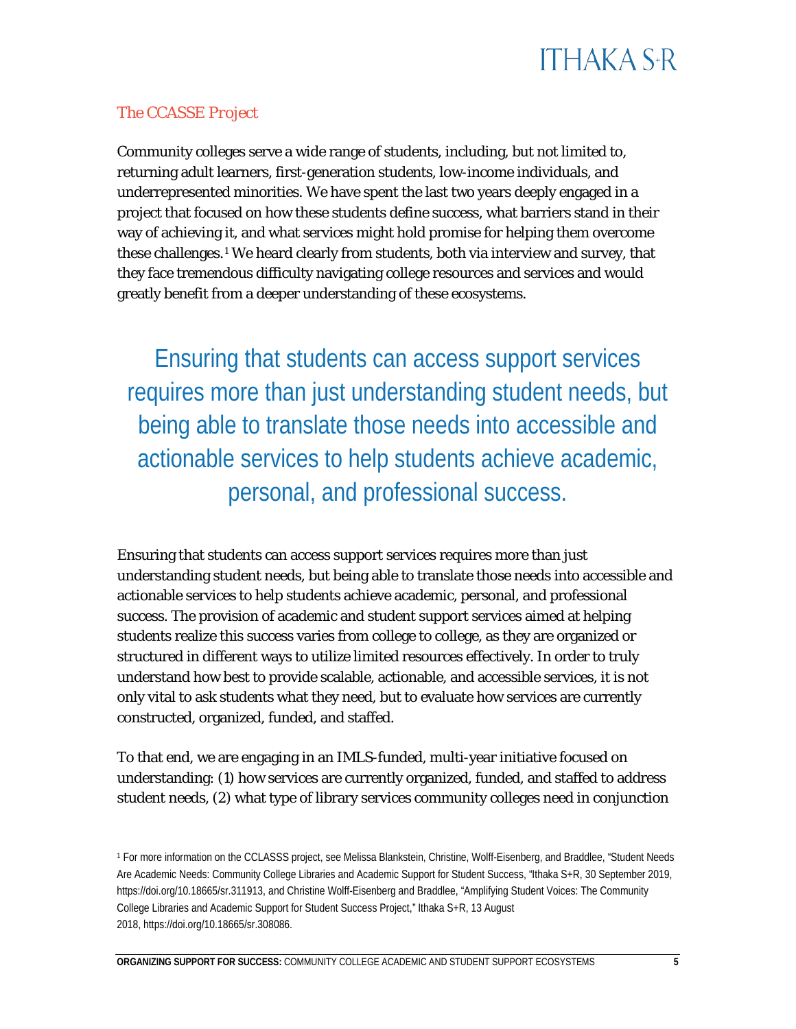## *The CCASSE Project*

Community colleges serve a wide range of students, including, but not limited to, returning adult learners, first-generation students, low-income individuals, and underrepresented minorities. We have spent the last two years deeply engaged in a project that focused on how these students define success, what barriers stand in their way of achieving it, and what services might hold promise for helping them overcome these challenges.[1] We heard clearly from students, both via interview and survey, that they face tremendous difficulty navigating college resources and services and would greatly benefit from a deeper understanding of these ecosystems.

> Ensuring that students can access support services requires more than just understanding student needs, but being able to translate those needs into accessible and actionable services to help students achieve academic, personal, and professional success.

Ensuring that students can access support services requires more than just understanding student needs, but being able to translate those needs into accessible and actionable services to help students achieve academic, personal, and professional success. The provision of academic and student support services aimed at helping students realize this success varies from college to college, as they are organized or structured in different ways to utilize limited resources effectively. In order to truly understand how best to provide scalable, actionable, and accessible services, it is not only vital to ask students what they need, but to evaluate how services are currently constructed, organized, funded, and staffed.

To that end, we are engaging in an IMLS-funded, multi-year initiative focused on understanding: (1) how services are currently organized, funded, and staffed to address student needs, (2) what type of library services community colleges need in conjunction

[1] For more information on the CCLASSS project, see Melissa Blankstein, Christine, Wolff-Eisenberg, and Braddlee, "Student Needs Are Academic Needs: Community College Libraries and Academic Support for Student Success, "Ithaka S+R, 30 September 2019, https://doi.org/10.18665/sr.311913, and Christine Wolff-Eisenberg and Braddlee, "Amplifying Student Voices: The Community College Libraries and Academic Support for Student Success Project," Ithaka S+R, 13 August 2018, https://doi.org/10.18665/sr.308086.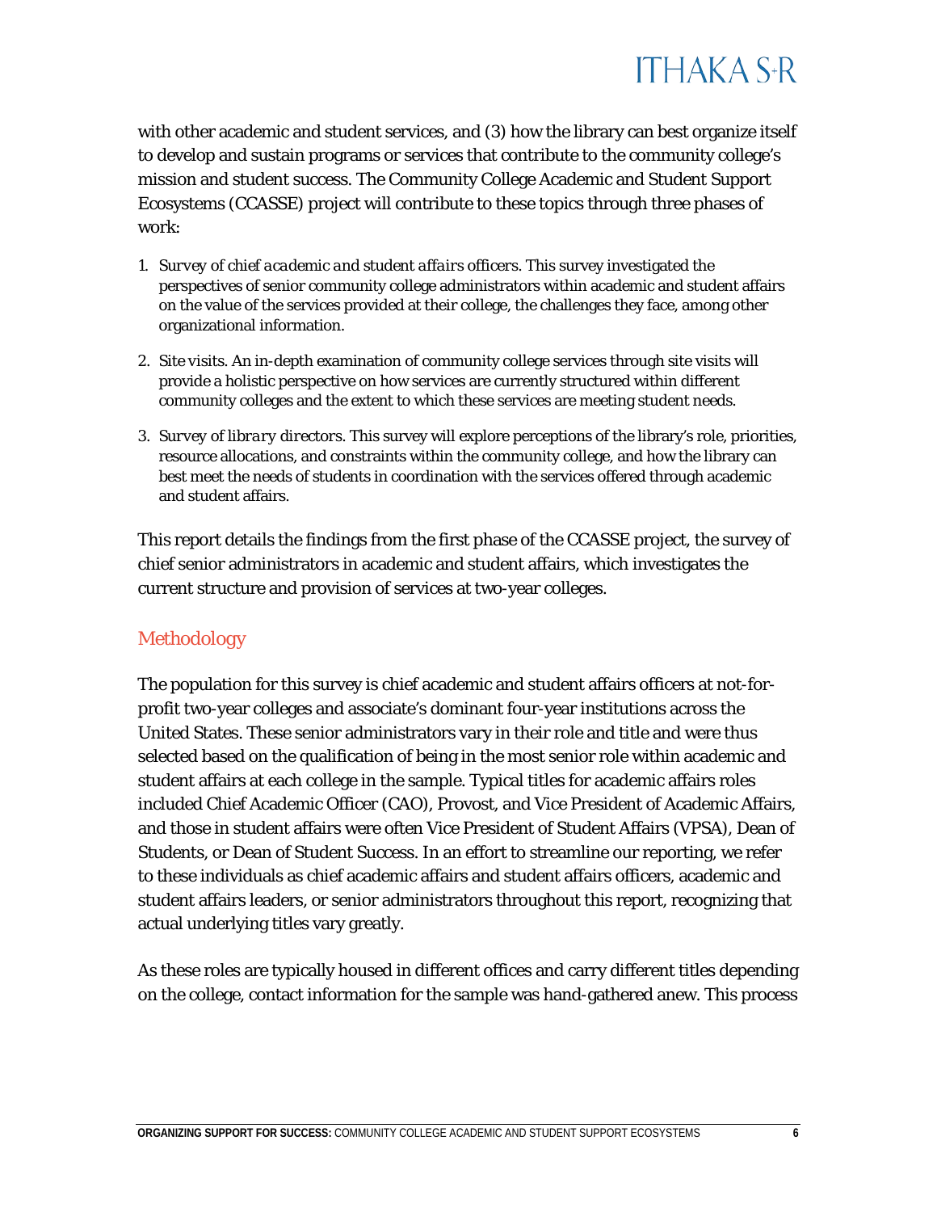with other academic and student services, and (3) how the library can best organize itself to develop and sustain programs or services that contribute to the community college's mission and student success. The Community College Academic and Student Support Ecosystems (CCASSE) project will contribute to these topics through three phases of work:

1. *Survey of chief academic and student affairs officers*. This survey investigated the perspectives of senior community college administrators within academic and student affairs on the value of the services provided at their college, the challenges they face, among other organizational information.
2. *Site visits*. An in-depth examination of community college services through site visits will provide a holistic perspective on how services are currently structured within different community colleges and the extent to which these services are meeting student needs.
3. *Survey of library directors*. This survey will explore perceptions of the library's role, priorities, resource allocations, and constraints within the community college, and how the library can best meet the needs of students in coordination with the services offered through academic and student affairs.

This report details the findings from the first phase of the CCASSE project, the survey of chief senior administrators in academic and student affairs, which investigates the current structure and provision of services at two-year colleges.

## Methodology

The population for this survey is chief academic and student affairs officers at not-for-profit two-year colleges and associate's dominant four-year institutions across the United States. These senior administrators vary in their role and title and were thus selected based on the qualification of being in the most senior role within academic and student affairs at each college in the sample. Typical titles for academic affairs roles included Chief Academic Officer (CAO), Provost, and Vice President of Academic Affairs, and those in student affairs were often Vice President of Student Affairs (VPSA), Dean of Students, or Dean of Student Success. In an effort to streamline our reporting, we refer to these individuals as chief academic affairs and student affairs officers, academic and student affairs leaders, or senior administrators throughout this report, recognizing that actual underlying titles vary greatly.

As these roles are typically housed in different offices and carry different titles depending on the college, contact information for the sample was hand-gathered anew. This process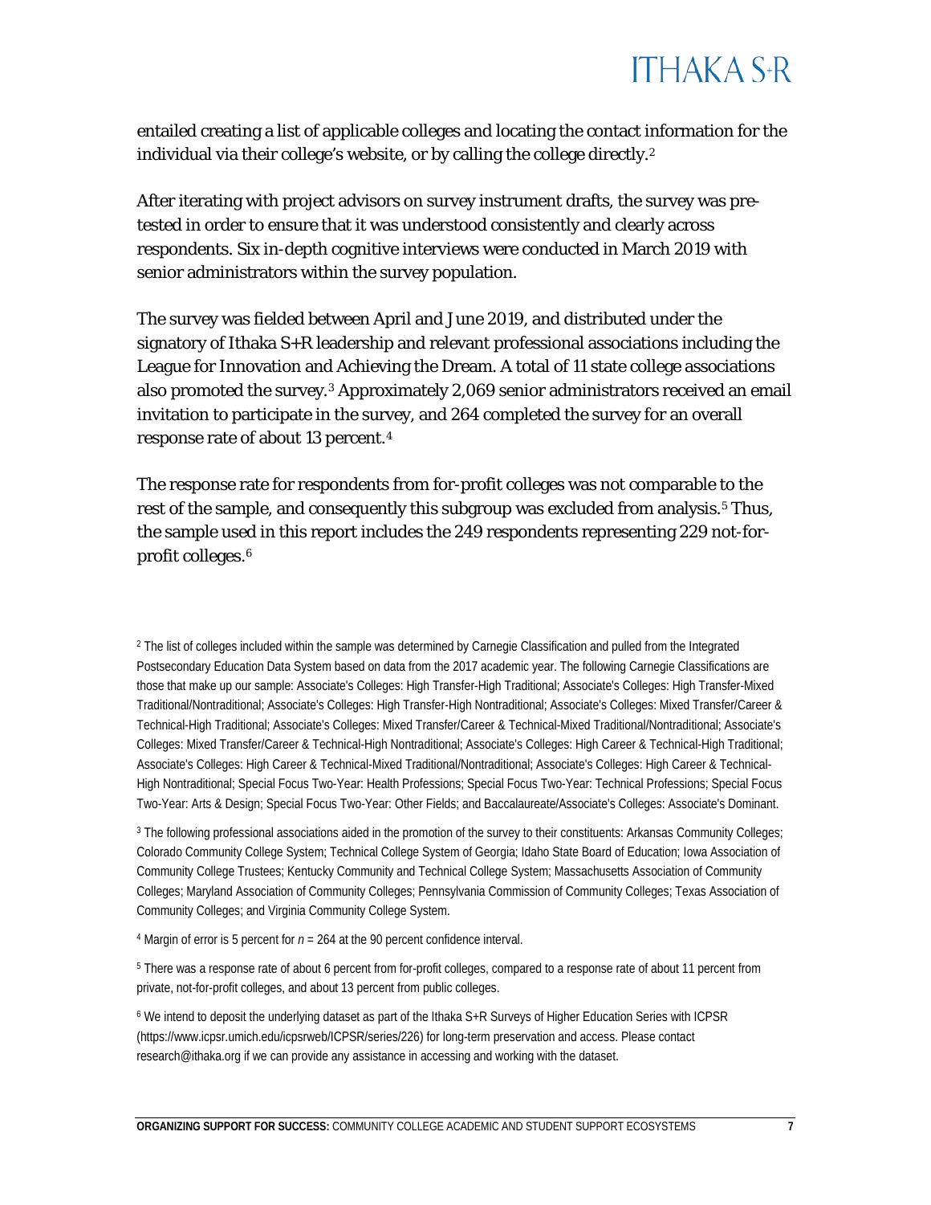entailed creating a list of applicable colleges and locating the contact information for the individual via their college's website, or by calling the college directly.[2]

After iterating with project advisors on survey instrument drafts, the survey was pre-tested in order to ensure that it was understood consistently and clearly across respondents. Six in-depth cognitive interviews were conducted in March 2019 with senior administrators within the survey population.

The survey was fielded between April and June 2019, and distributed under the signatory of Ithaka S+R leadership and relevant professional associations including the League for Innovation and Achieving the Dream. A total of 11 state college associations also promoted the survey.[3] Approximately 2,069 senior administrators received an email invitation to participate in the survey, and 264 completed the survey for an overall response rate of about 13 percent.[4]

The response rate for respondents from for-profit colleges was not comparable to the rest of the sample, and consequently this subgroup was excluded from analysis.[5] Thus, the sample used in this report includes the 249 respondents representing 229 not-for-profit colleges.[6]

[2] The list of colleges included within the sample was determined by Carnegie Classification and pulled from the Integrated Postsecondary Education Data System based on data from the 2017 academic year. The following Carnegie Classifications are those that make up our sample: Associate's Colleges: High Transfer-High Traditional; Associate's Colleges: High Transfer-Mixed Traditional/Nontraditional; Associate's Colleges: High Transfer-High Nontraditional; Associate's Colleges: Mixed Transfer/Career & Technical-High Traditional; Associate's Colleges: Mixed Transfer/Career & Technical-Mixed Traditional/Nontraditional; Associate's Colleges: Mixed Transfer/Career & Technical-High Nontraditional; Associate's Colleges: High Career & Technical-High Traditional; Associate's Colleges: High Career & Technical-Mixed Traditional/Nontraditional; Associate's Colleges: High Career & Technical-High Nontraditional; Special Focus Two-Year: Health Professions; Special Focus Two-Year: Technical Professions; Special Focus Two-Year: Arts & Design; Special Focus Two-Year: Other Fields; and Baccalaureate/Associate's Colleges: Associate's Dominant.

[3] The following professional associations aided in the promotion of the survey to their constituents: Arkansas Community Colleges; Colorado Community College System; Technical College System of Georgia; Idaho State Board of Education; Iowa Association of Community College Trustees; Kentucky Community and Technical College System; Massachusetts Association of Community Colleges; Maryland Association of Community Colleges; Pennsylvania Commission of Community Colleges; Texas Association of Community Colleges; and Virginia Community College System.

[4] Margin of error is 5 percent for $n = 264$ at the 90 percent confidence interval.

[5] There was a response rate of about 6 percent from for-profit colleges, compared to a response rate of about 11 percent from private, not-for-profit colleges, and about 13 percent from public colleges.

[6] We intend to deposit the underlying dataset as part of the Ithaka S+R Surveys of Higher Education Series with ICPSR (https://www.icpsr.umich.edu/icpsrweb/ICPSR/series/226) for long-term preservation and access. Please contact research@ithaka.org if we can provide any assistance in accessing and working with the dataset.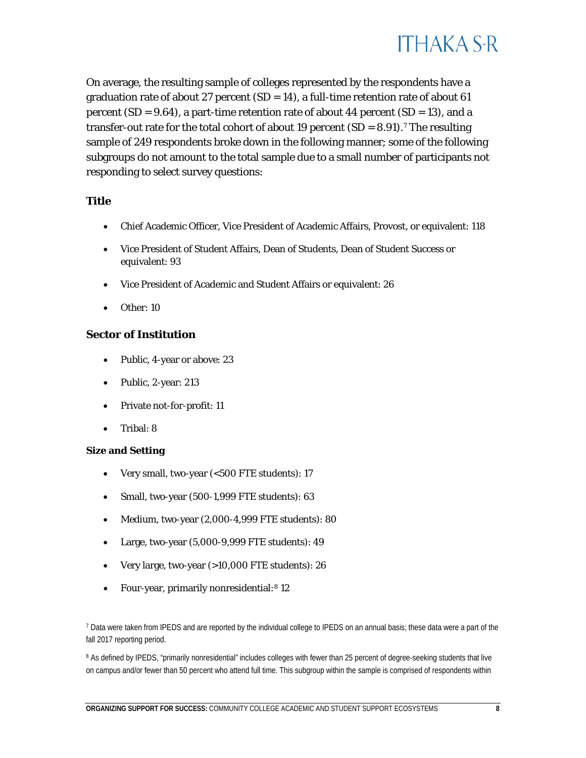On average, the resulting sample of colleges represented by the respondents have a graduation rate of about 27 percent (SD = 14), a full-time retention rate of about 61 percent (SD = 9.64), a part-time retention rate of about 44 percent (SD = 13), and a transfer-out rate for the total cohort of about 19 percent (SD = 8.91).[7] The resulting sample of 249 respondents broke down in the following manner; some of the following subgroups do not amount to the total sample due to a small number of participants not responding to select survey questions:

### Title

- Chief Academic Officer, Vice President of Academic Affairs, Provost, or equivalent: 118
- Vice President of Student Affairs, Dean of Students, Dean of Student Success or equivalent: 93
- Vice President of Academic and Student Affairs or equivalent: 26
- Other: 10

### Sector of Institution

- Public, 4-year or above: 23
- Public, 2-year: 213
- Private not-for-profit: 11
- Tribal: 8

#### Size and Setting

- Very small, two-year (<500 FTE students): 17
- Small, two-year (500-1,999 FTE students): 63
- Medium, two-year (2,000-4,999 FTE students): 80
- Large, two-year (5,000-9,999 FTE students): 49
- Very large, two-year (>10,000 FTE students): 26
- Four-year, primarily nonresidential:[8] 12

[7] Data were taken from IPEDS and are reported by the individual college to IPEDS on an annual basis; these data were a part of the fall 2017 reporting period.

[8] As defined by IPEDS, "primarily nonresidential" includes colleges with fewer than 25 percent of degree-seeking students that live on campus and/or fewer than 50 percent who attend full time. This subgroup within the sample is comprised of respondents within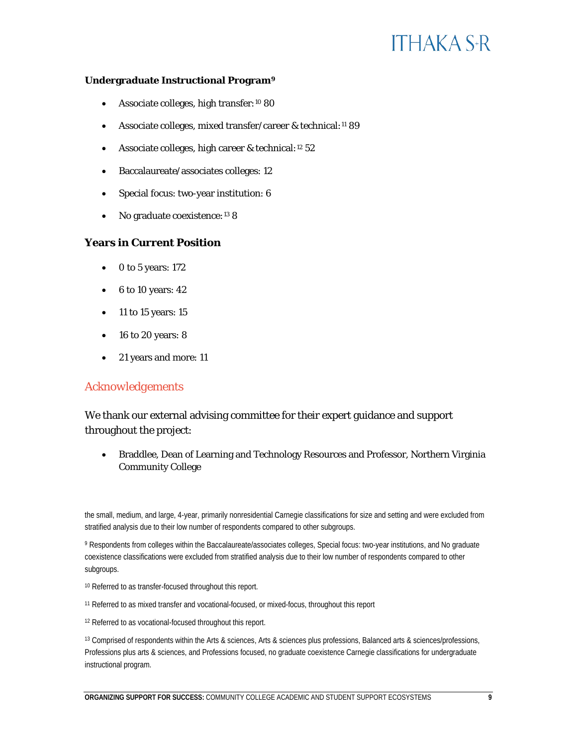**Undergraduate Instructional Program[9]**

- Associate colleges, high transfer:[10] 80
- Associate colleges, mixed transfer/career & technical:[11] 89
- Associate colleges, high career & technical:[12] 52
- Baccalaureate/associates colleges: 12
- Special focus: two-year institution: 6
- No graduate coexistence:[13] 8

### Years in Current Position

- 0 to 5 years: 172
- 6 to 10 years: 42
- 11 to 15 years: 15
- 16 to 20 years: 8
- 21 years and more: 11

## Acknowledgements

We thank our external advising committee for their expert guidance and support throughout the project:

- Braddlee, Dean of Learning and Technology Resources and Professor, Northern Virginia Community College

the small, medium, and large, 4-year, primarily nonresidential Carnegie classifications for size and setting and were excluded from stratified analysis due to their low number of respondents compared to other subgroups.

[9] Respondents from colleges within the Baccalaureate/associates colleges, Special focus: two-year institutions, and No graduate coexistence classifications were excluded from stratified analysis due to their low number of respondents compared to other subgroups.

[10] Referred to as transfer-focused throughout this report.

[11] Referred to as mixed transfer and vocational-focused, or mixed-focus, throughout this report

[12] Referred to as vocational-focused throughout this report.

[13] Comprised of respondents within the Arts & sciences, Arts & sciences plus professions, Balanced arts & sciences/professions, Professions plus arts & sciences, and Professions focused, no graduate coexistence Carnegie classifications for undergraduate instructional program.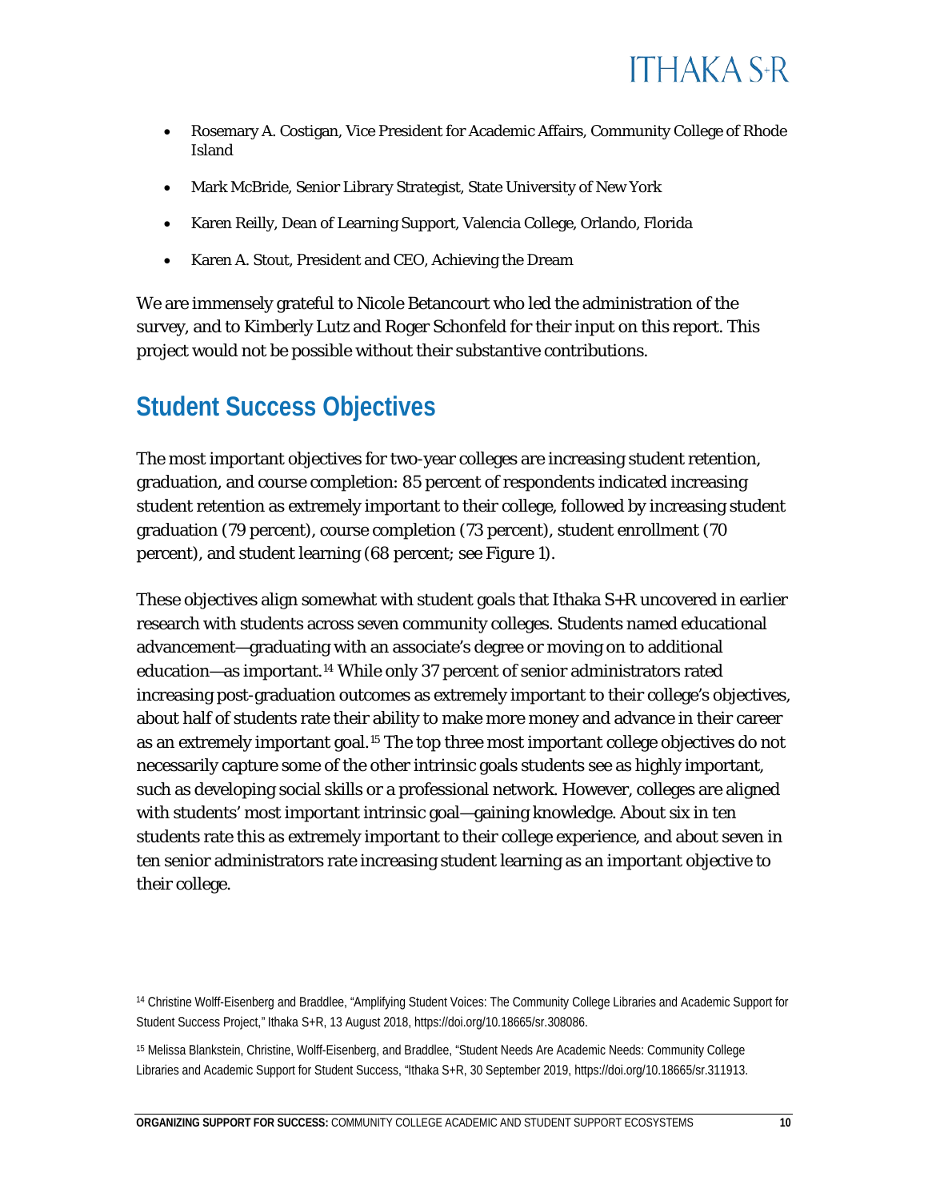- Rosemary A. Costigan, Vice President for Academic Affairs, Community College of Rhode Island
- Mark McBride, Senior Library Strategist, State University of New York
- Karen Reilly, Dean of Learning Support, Valencia College, Orlando, Florida
- Karen A. Stout, President and CEO, Achieving the Dream

We are immensely grateful to Nicole Betancourt who led the administration of the survey, and to Kimberly Lutz and Roger Schonfeld for their input on this report. This project would not be possible without their substantive contributions.

## Student Success Objectives

The most important objectives for two-year colleges are increasing student retention, graduation, and course completion: 85 percent of respondents indicated increasing student retention as extremely important to their college, followed by increasing student graduation (79 percent), course completion (73 percent), student enrollment (70 percent), and student learning (68 percent; see Figure 1).

These objectives align somewhat with student goals that Ithaka S+R uncovered in earlier research with students across seven community colleges. Students named educational advancement—graduating with an associate's degree or moving on to additional education—as important.[14] While only 37 percent of senior administrators rated increasing post-graduation outcomes as extremely important to their college's objectives, about half of students rate their ability to make more money and advance in their career as an extremely important goal.[15] The top three most important college objectives do not necessarily capture some of the other intrinsic goals students see as highly important, such as developing social skills or a professional network. However, colleges are aligned with students' most important intrinsic goal—gaining knowledge. About six in ten students rate this as extremely important to their college experience, and about seven in ten senior administrators rate increasing student learning as an important objective to their college.

[14] Christine Wolff-Eisenberg and Braddlee, "Amplifying Student Voices: The Community College Libraries and Academic Support for Student Success Project," Ithaka S+R, 13 August 2018, https://doi.org/10.18665/sr.308086.

[15] Melissa Blankstein, Christine, Wolff-Eisenberg, and Braddlee, "Student Needs Are Academic Needs: Community College Libraries and Academic Support for Student Success, "Ithaka S+R, 30 September 2019, https://doi.org/10.18665/sr.311913.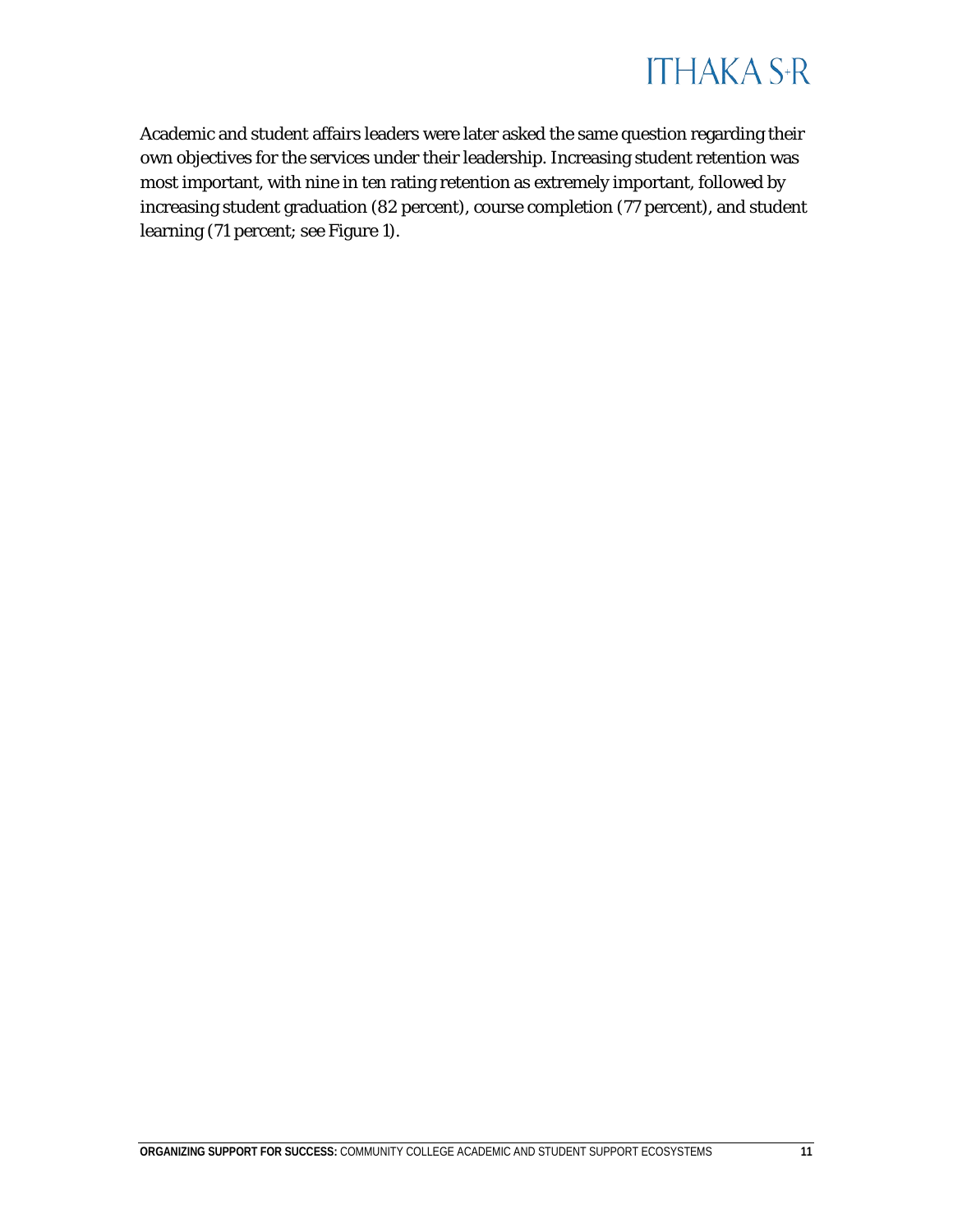Academic and student affairs leaders were later asked the same question regarding their own objectives for the services under their leadership. Increasing student retention was most important, with nine in ten rating retention as extremely important, followed by increasing student graduation (82 percent), course completion (77 percent), and student learning (71 percent; see Figure 1).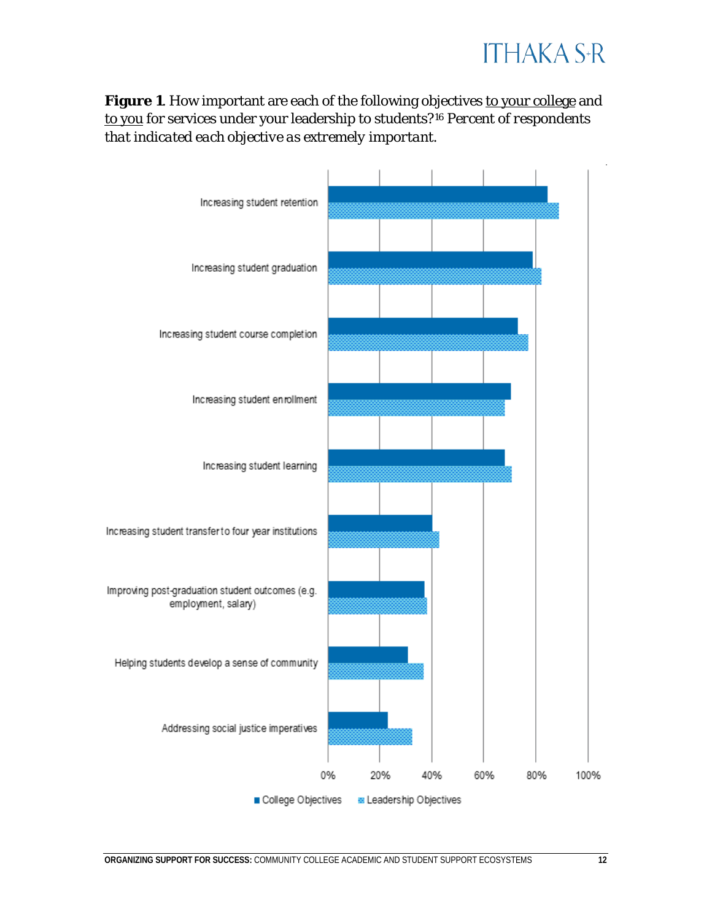**Figure 1**. How important are each of the following objectives to your college and to you for services under your leadership to students?[16] *Percent of respondents that indicated each objective as extremely important.*

Increasing student retention

Increasing student graduation

Increasing student course completion

Increasing student enrollment

Increasing student learning

Increasing student transfer to four year institutions

Improving post-graduation student outcomes (e.g. employment, salary)

Helping students develop a sense of community

Addressing social justice imperatives

0% 20% 40% 60% 80% 100%

College Objectives   Leadership Objectives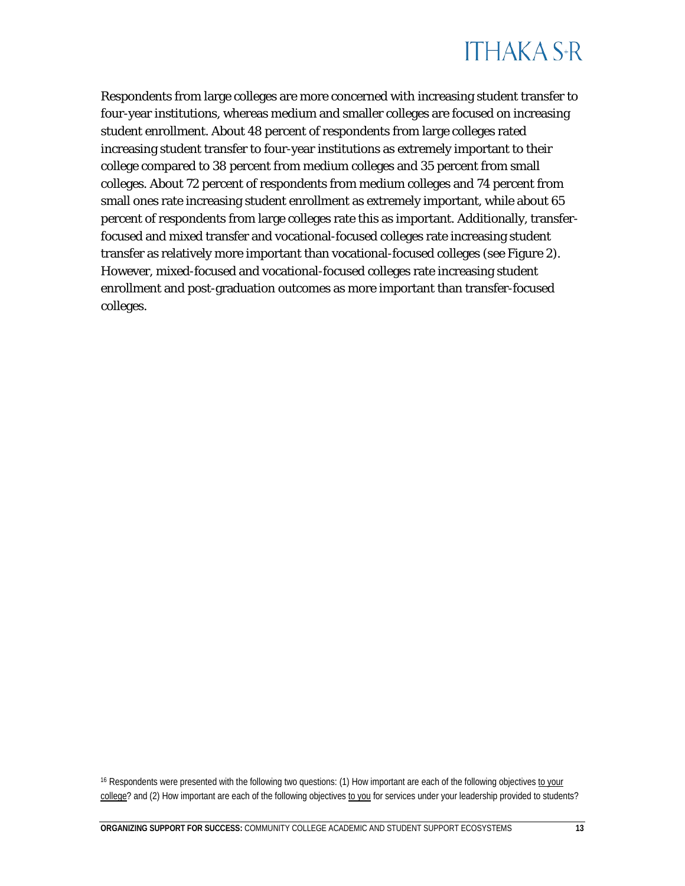Respondents from large colleges are more concerned with increasing student transfer to four-year institutions, whereas medium and smaller colleges are focused on increasing student enrollment. About 48 percent of respondents from large colleges rated increasing student transfer to four-year institutions as extremely important to their college compared to 38 percent from medium colleges and 35 percent from small colleges. About 72 percent of respondents from medium colleges and 74 percent from small ones rate increasing student enrollment as extremely important, while about 65 percent of respondents from large colleges rate this as important. Additionally, transfer-focused and mixed transfer and vocational-focused colleges rate increasing student transfer as relatively more important than vocational-focused colleges (see Figure 2). However, mixed-focused and vocational-focused colleges rate increasing student enrollment and post-graduation outcomes as more important than transfer-focused colleges.

[16] Respondents were presented with the following two questions: (1) How important are each of the following objectives to your college? and (2) How important are each of the following objectives to you for services under your leadership provided to students?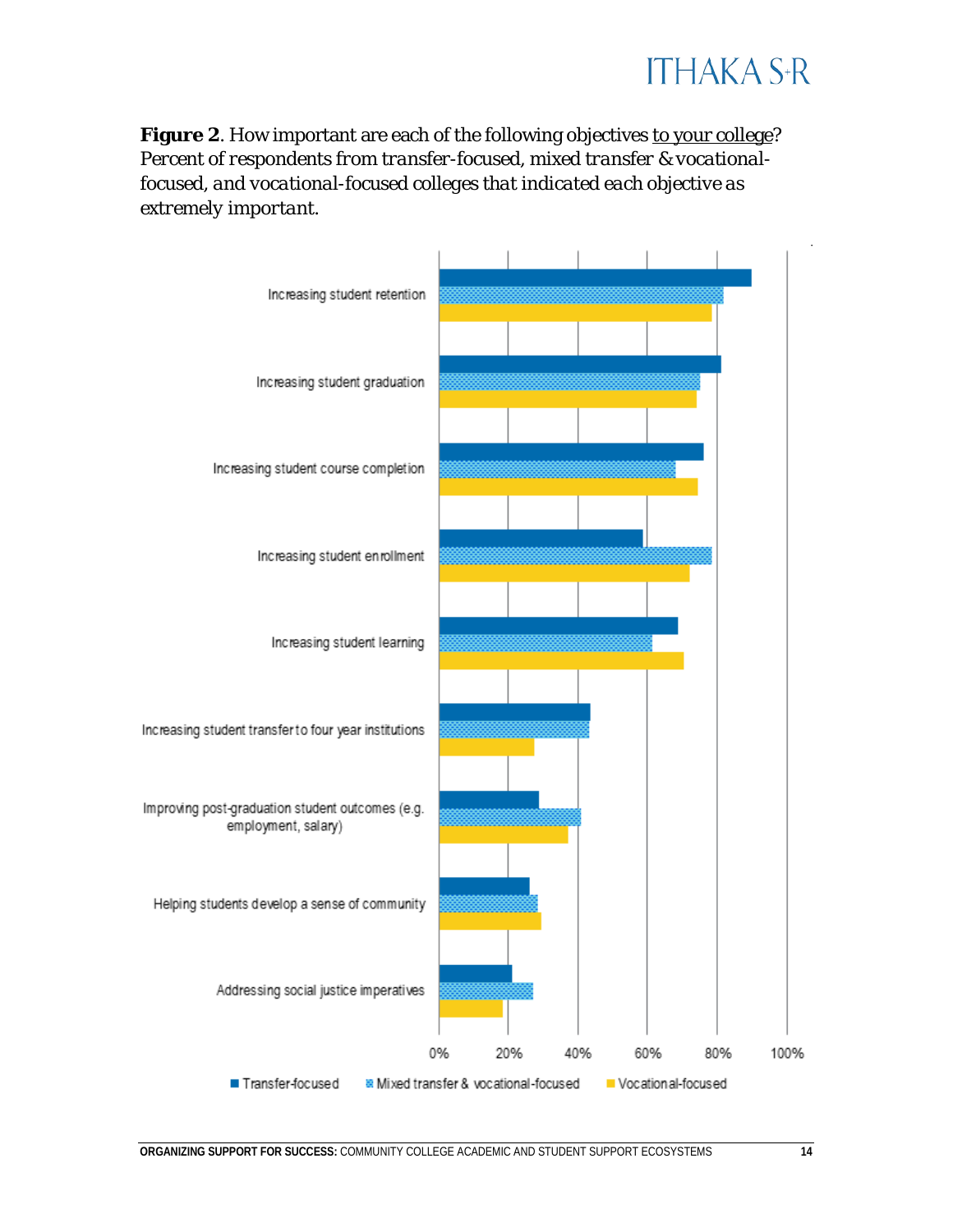**Figure 2**. How important are each of the following objectives to your college? *Percent of respondents from transfer-focused, mixed transfer & vocational-focused, and vocational-focused colleges that indicated each objective as extremely important.*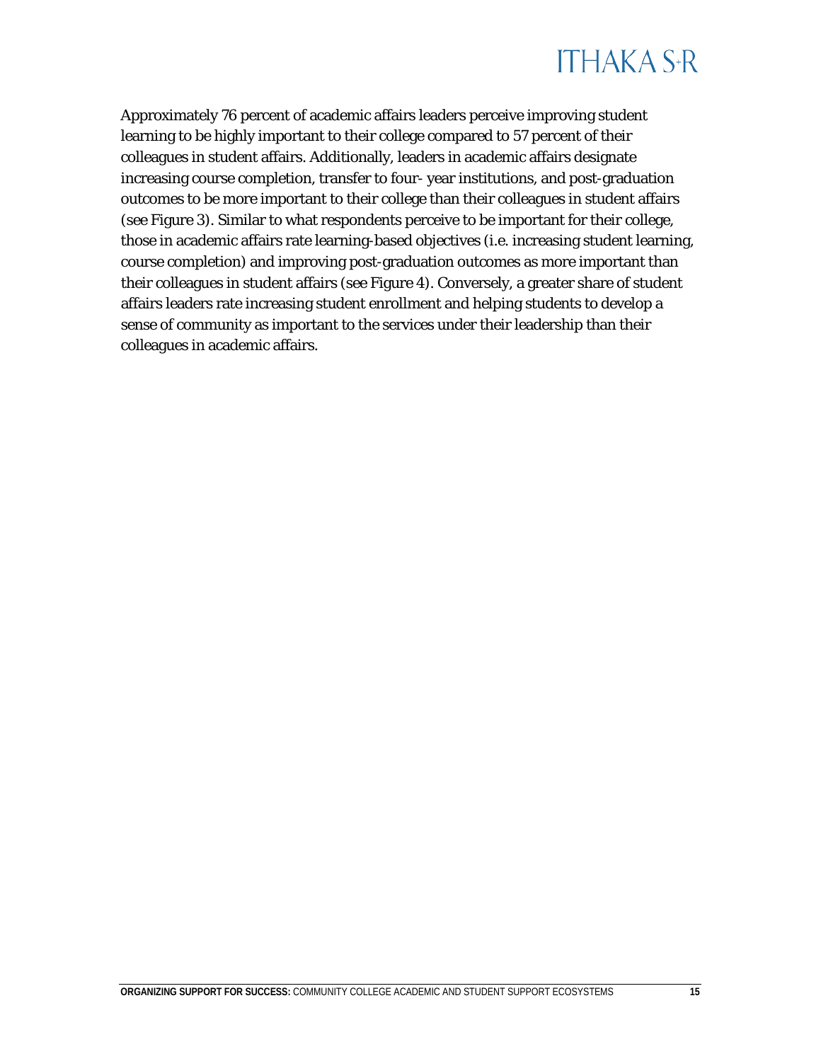Approximately 76 percent of academic affairs leaders perceive improving student learning to be highly important to their college compared to 57 percent of their colleagues in student affairs. Additionally, leaders in academic affairs designate increasing course completion, transfer to four- year institutions, and post-graduation outcomes to be more important to their college than their colleagues in student affairs (see Figure 3). Similar to what respondents perceive to be important for their college, those in academic affairs rate learning-based objectives (i.e. increasing student learning, course completion) and improving post-graduation outcomes as more important than their colleagues in student affairs (see Figure 4). Conversely, a greater share of student affairs leaders rate increasing student enrollment and helping students to develop a sense of community as important to the services under their leadership than their colleagues in academic affairs.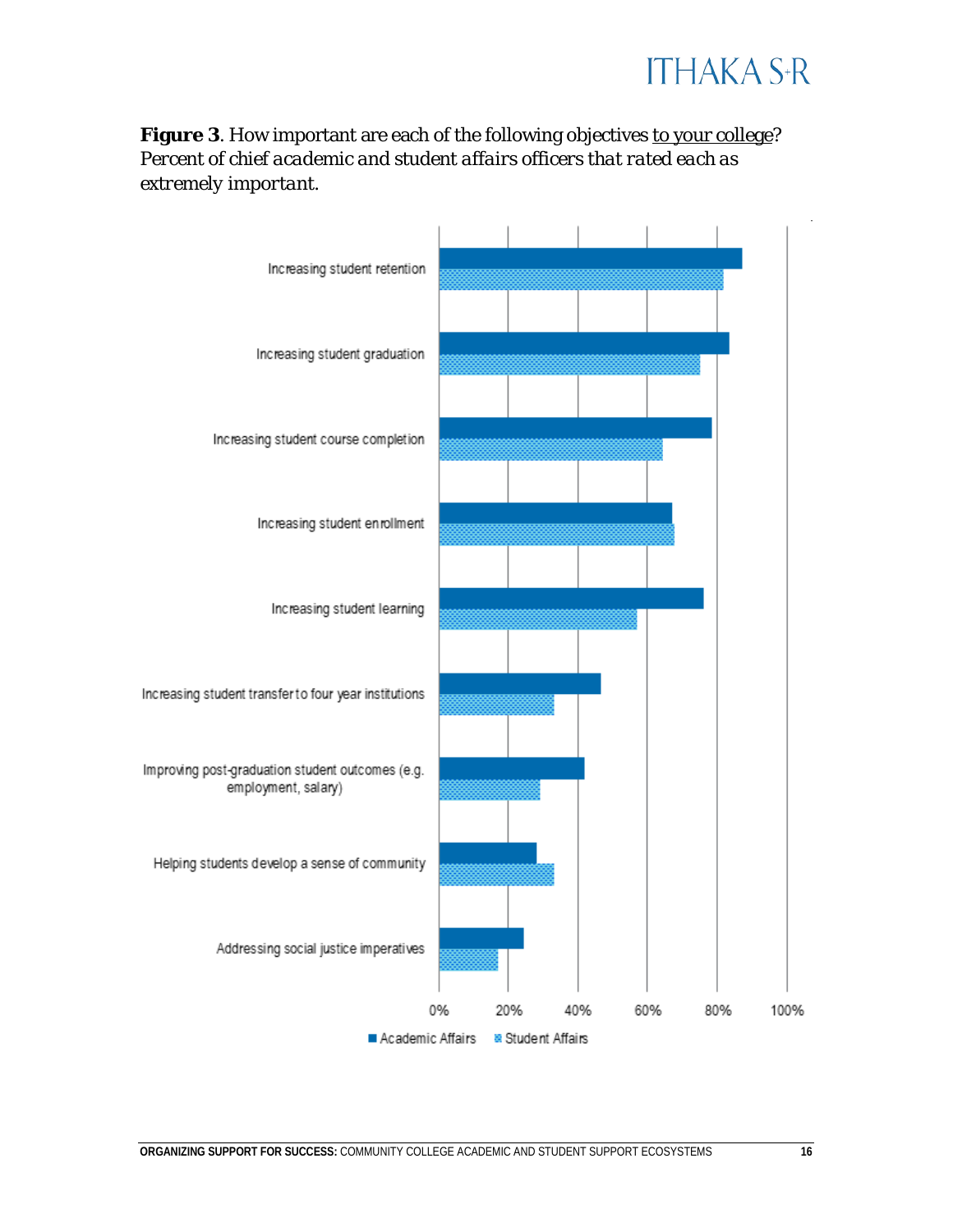**Figure 3**. How important are each of the following objectives <u>to your college</u>? *Percent of chief academic and student affairs officers that rated each as extremely important.*

Increasing student retention

Increasing student graduation

Increasing student course completion

Increasing student enrollment

Increasing student learning

Increasing student transfer to four year institutions

Improving post-graduation student outcomes (e.g. employment, salary)

Helping students develop a sense of community

Addressing social justice imperatives

0% 20% 40% 60% 80% 100%

■ Academic Affairs ▨ Student Affairs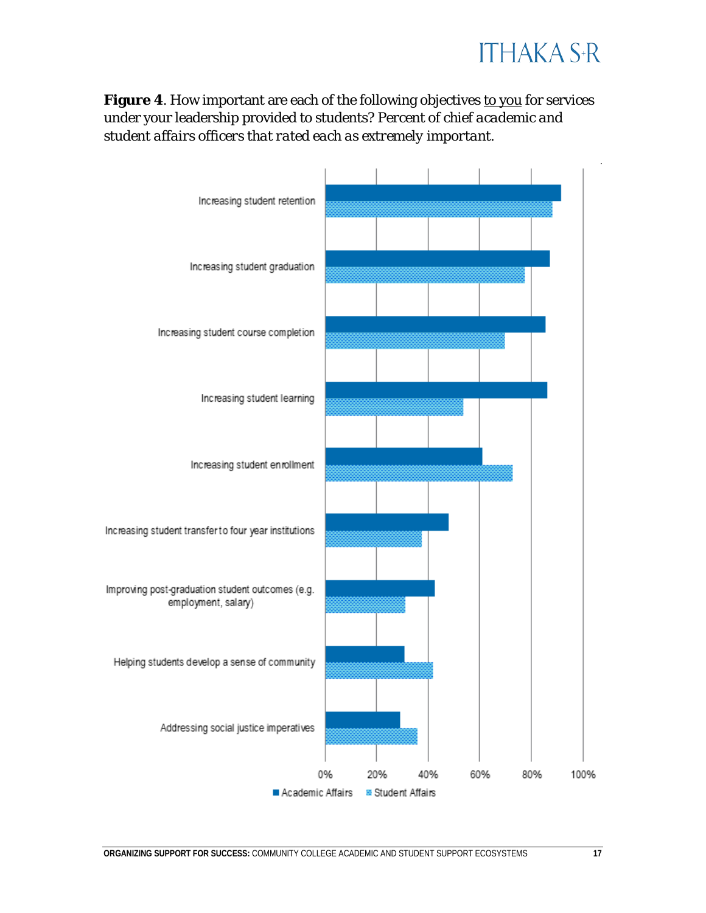**Figure 4**. How important are each of the following objectives to you for services under your leadership provided to students? *Percent of chief academic and student affairs officers that rated each as extremely important.*

Increasing student retention

Increasing student graduation

Increasing student course completion

Increasing student learning

Increasing student enrollment

Increasing student transfer to four year institutions

Improving post-graduation student outcomes (e.g. employment, salary)

Helping students develop a sense of community

Addressing social justice imperatives

0% 20% 40% 60% 80% 100%

Academic Affairs Student Affairs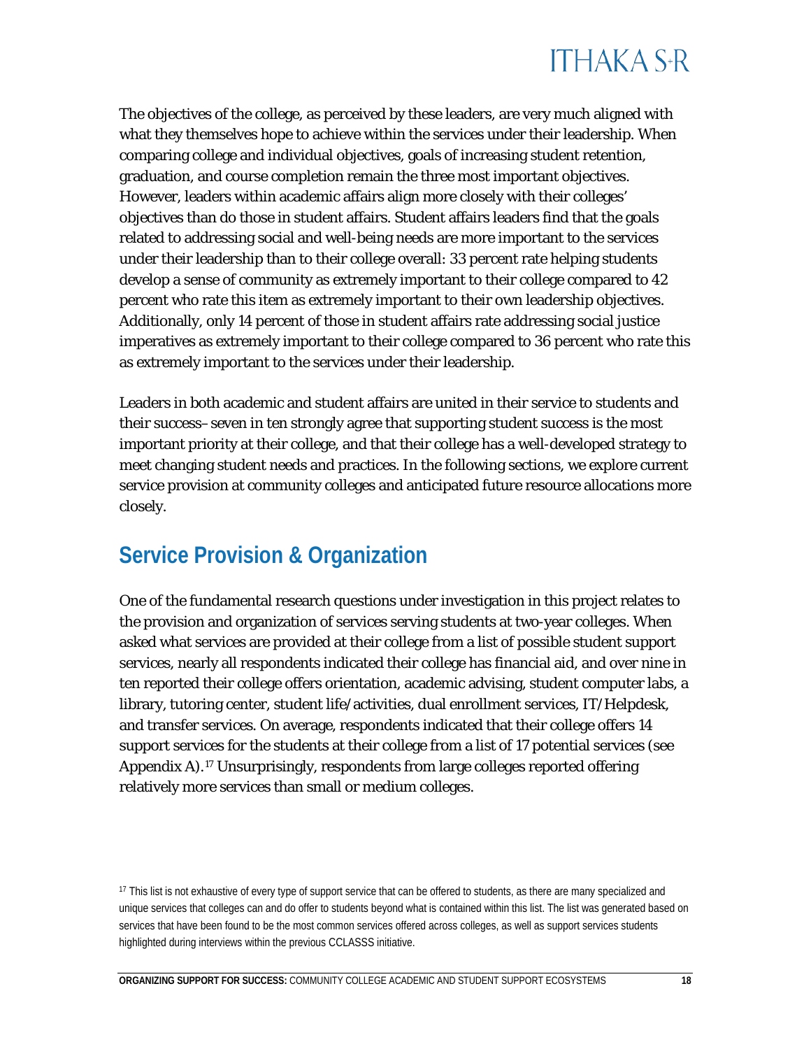The objectives of the college, as perceived by these leaders, are very much aligned with what they themselves hope to achieve within the services under their leadership. When comparing college and individual objectives, goals of increasing student retention, graduation, and course completion remain the three most important objectives. However, leaders within academic affairs align more closely with their colleges' objectives than do those in student affairs. Student affairs leaders find that the goals related to addressing social and well-being needs are more important to the services under their leadership than to their college overall: 33 percent rate helping students develop a sense of community as extremely important to their college compared to 42 percent who rate this item as extremely important to their own leadership objectives. Additionally, only 14 percent of those in student affairs rate addressing social justice imperatives as extremely important to their college compared to 36 percent who rate this as extremely important to the services under their leadership.

Leaders in both academic and student affairs are united in their service to students and their success– seven in ten strongly agree that supporting student success is the most important priority at their college, and that their college has a well-developed strategy to meet changing student needs and practices. In the following sections, we explore current service provision at community colleges and anticipated future resource allocations more closely.

## Service Provision & Organization

One of the fundamental research questions under investigation in this project relates to the provision and organization of services serving students at two-year colleges. When asked what services are provided at their college from a list of possible student support services, nearly all respondents indicated their college has financial aid, and over nine in ten reported their college offers orientation, academic advising, student computer labs, a library, tutoring center, student life/activities, dual enrollment services, IT/Helpdesk, and transfer services. On average, respondents indicated that their college offers 14 support services for the students at their college from a list of 17 potential services (see Appendix A).[17] Unsurprisingly, respondents from large colleges reported offering relatively more services than small or medium colleges.

[17] This list is not exhaustive of every type of support service that can be offered to students, as there are many specialized and unique services that colleges can and do offer to students beyond what is contained within this list. The list was generated based on services that have been found to be the most common services offered across colleges, as well as support services students highlighted during interviews within the previous CCLASSS initiative.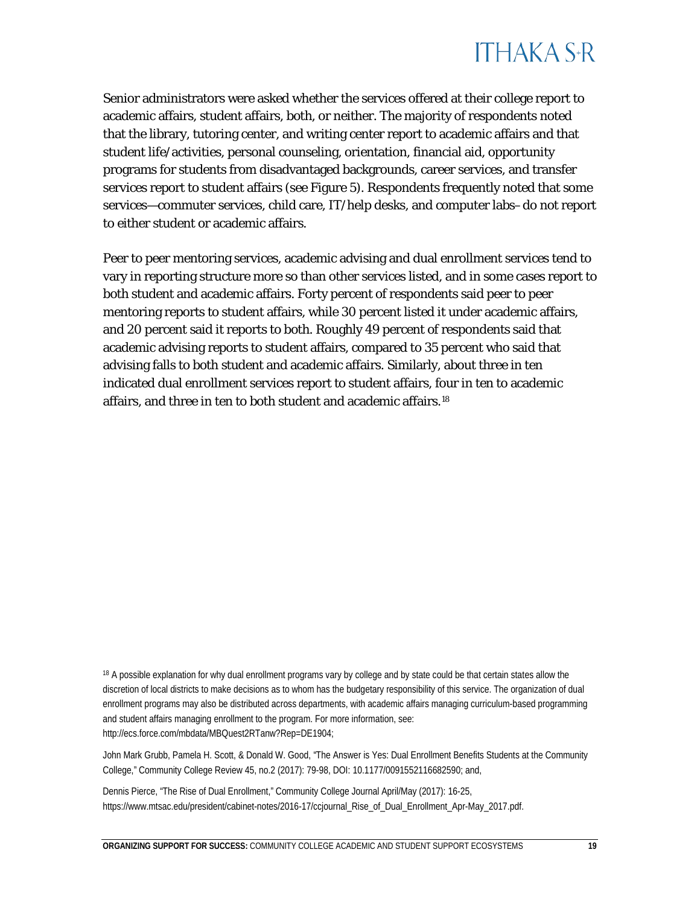Senior administrators were asked whether the services offered at their college report to academic affairs, student affairs, both, or neither. The majority of respondents noted that the library, tutoring center, and writing center report to academic affairs and that student life/activities, personal counseling, orientation, financial aid, opportunity programs for students from disadvantaged backgrounds, career services, and transfer services report to student affairs (see Figure 5). Respondents frequently noted that some services—commuter services, child care, IT/help desks, and computer labs– do not report to either student or academic affairs.

Peer to peer mentoring services, academic advising and dual enrollment services tend to vary in reporting structure more so than other services listed, and in some cases report to both student and academic affairs. Forty percent of respondents said peer to peer mentoring reports to student affairs, while 30 percent listed it under academic affairs, and 20 percent said it reports to both. Roughly 49 percent of respondents said that academic advising reports to student affairs, compared to 35 percent who said that advising falls to both student and academic affairs. Similarly, about three in ten indicated dual enrollment services report to student affairs, four in ten to academic affairs, and three in ten to both student and academic affairs.[18]

[18] A possible explanation for why dual enrollment programs vary by college and by state could be that certain states allow the discretion of local districts to make decisions as to whom has the budgetary responsibility of this service. The organization of dual enrollment programs may also be distributed across departments, with academic affairs managing curriculum-based programming and student affairs managing enrollment to the program. For more information, see: http://ecs.force.com/mbdata/MBQuest2RTanw?Rep=DE1904;

John Mark Grubb, Pamela H. Scott, & Donald W. Good, "The Answer is Yes: Dual Enrollment Benefits Students at the Community College," Community College Review 45, no.2 (2017): 79-98, DOI: 10.1177/0091552116682590; and,

Dennis Pierce, "The Rise of Dual Enrollment," Community College Journal April/May (2017): 16-25, https://www.mtsac.edu/president/cabinet-notes/2016-17/ccjournal_Rise_of_Dual_Enrollment_Apr-May_2017.pdf.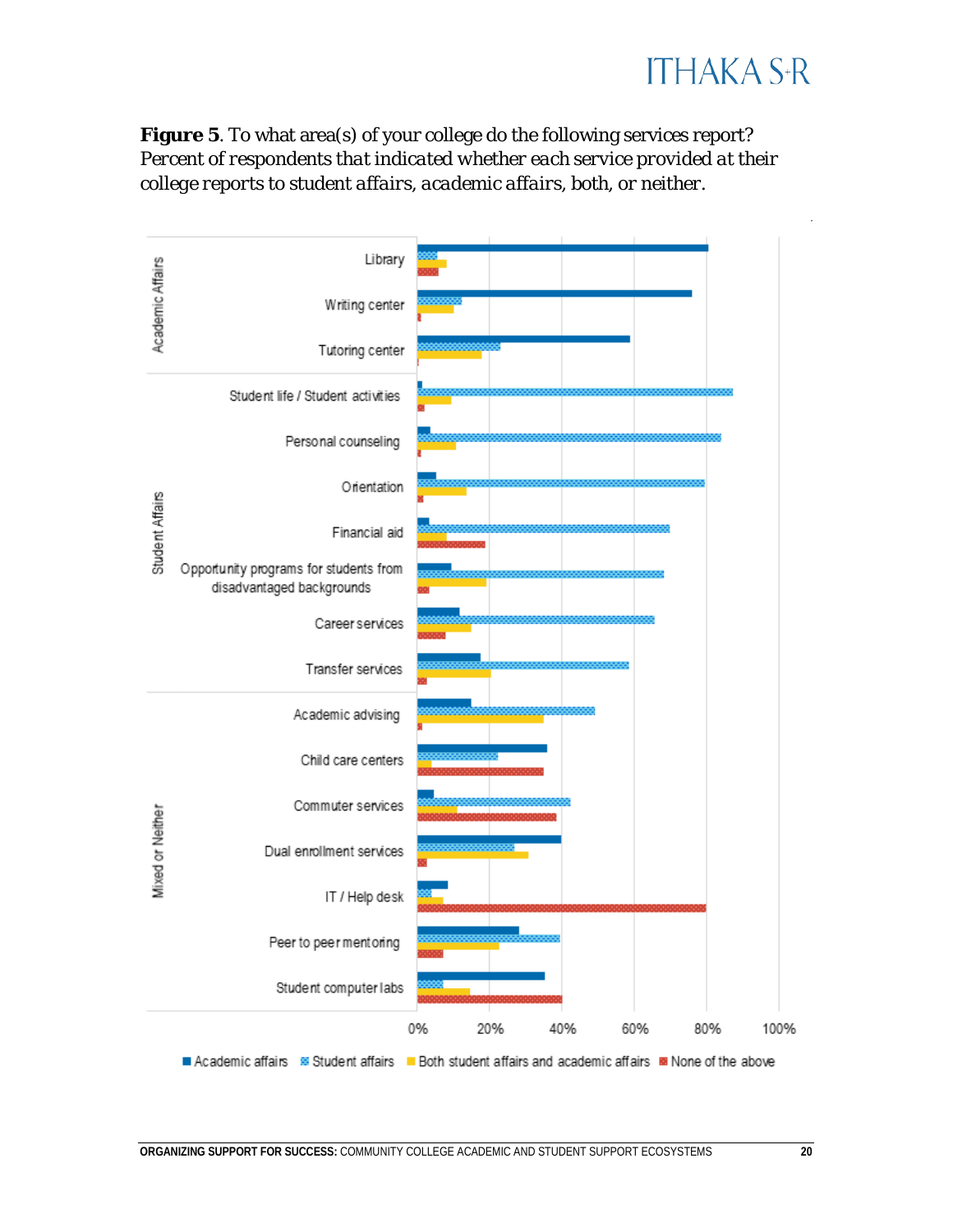**Figure 5**. To what area(s) of your college do the following services report? *Percent of respondents that indicated whether each service provided at their college reports to student affairs, academic affairs, both, or neither.*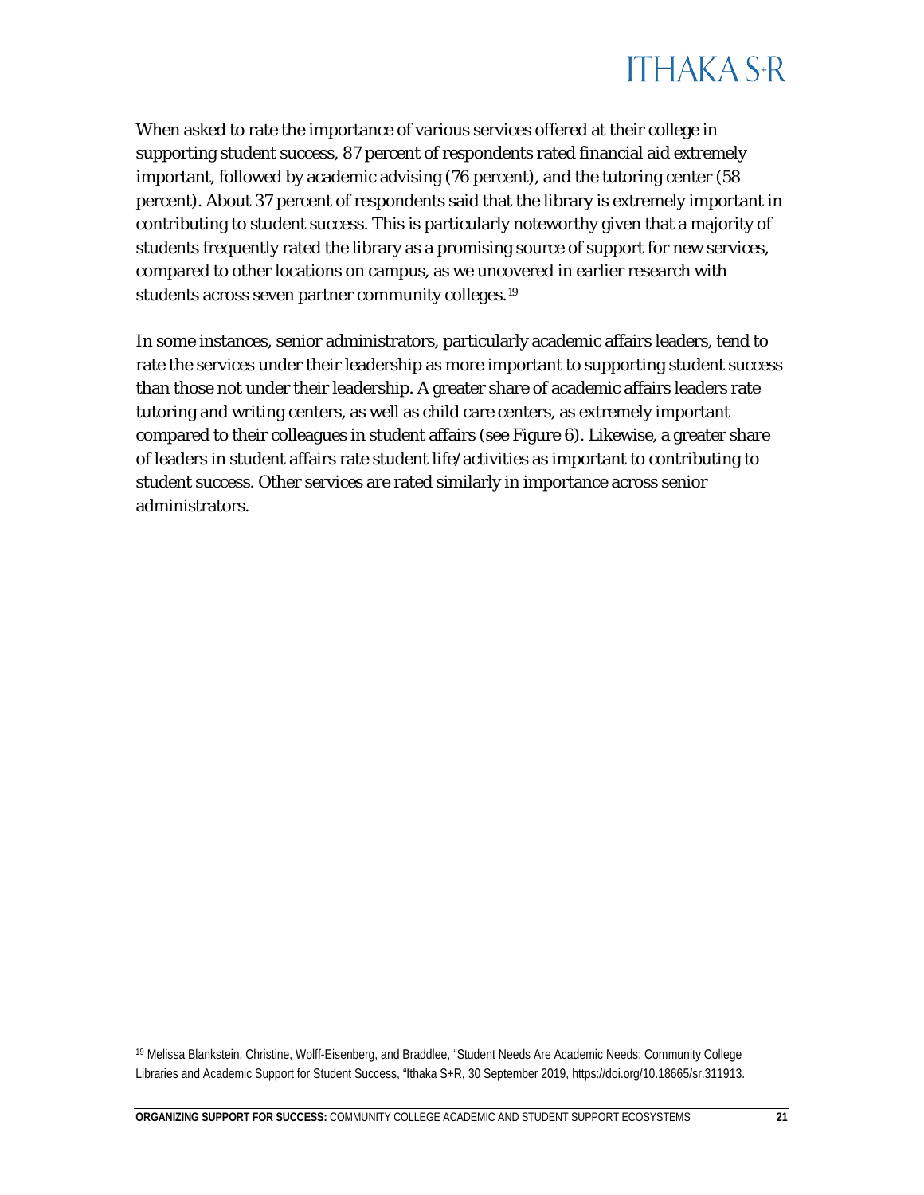When asked to rate the importance of various services offered at their college in supporting student success, 87 percent of respondents rated financial aid extremely important, followed by academic advising (76 percent), and the tutoring center (58 percent). About 37 percent of respondents said that the library is extremely important in contributing to student success. This is particularly noteworthy given that a majority of students frequently rated the library as a promising source of support for new services, compared to other locations on campus, as we uncovered in earlier research with students across seven partner community colleges.[19]

In some instances, senior administrators, particularly academic affairs leaders, tend to rate the services under their leadership as more important to supporting student success than those not under their leadership. A greater share of academic affairs leaders rate tutoring and writing centers, as well as child care centers, as extremely important compared to their colleagues in student affairs (see Figure 6). Likewise, a greater share of leaders in student affairs rate student life/activities as important to contributing to student success. Other services are rated similarly in importance across senior administrators.

[19] Melissa Blankstein, Christine, Wolff-Eisenberg, and Braddlee, "Student Needs Are Academic Needs: Community College Libraries and Academic Support for Student Success, "Ithaka S+R, 30 September 2019, https://doi.org/10.18665/sr.311913.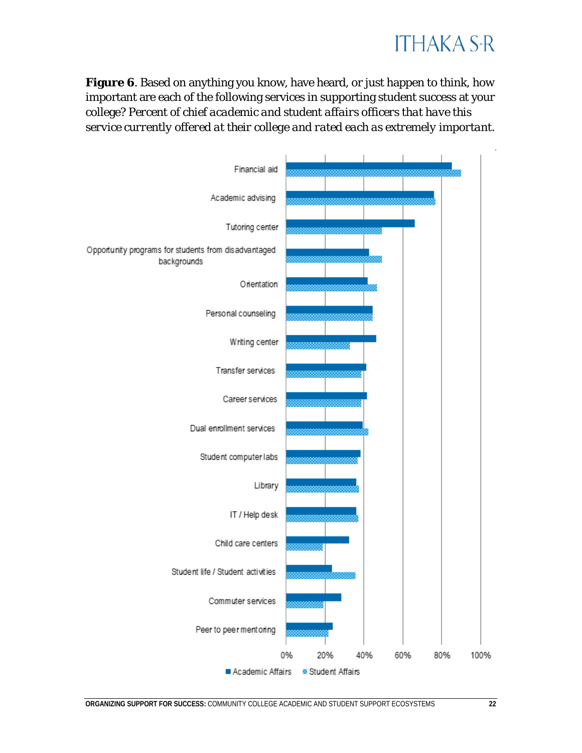**Figure 6**. Based on anything you know, have heard, or just happen to think, how important are each of the following services in supporting student success at your college? *Percent of chief academic and student affairs officers that have this service currently offered at their college and rated each as extremely important.*

Financial aid

Academic advising

Tutoring center

Opportunity programs for students from disadvantaged backgrounds

Orientation

Personal counseling

Writing center

Transfer services

Career services

Dual enrollment services

Student computer labs

Library

IT / Help desk

Child care centers

Student life / Student activities

Commuter services

Peer to peer mentoring

0% 20% 40% 60% 80% 100%

■ Academic Affairs ■ Student Affairs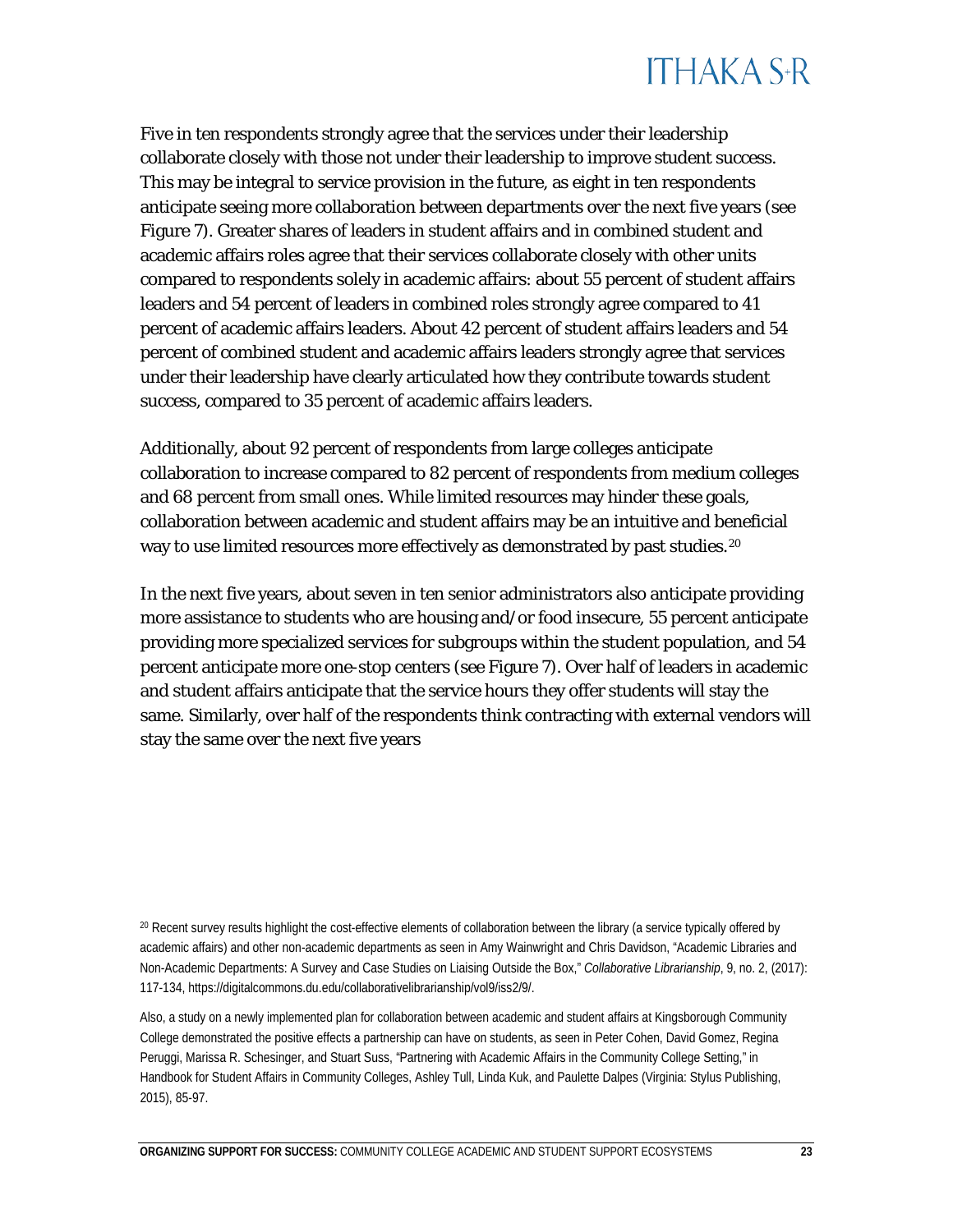Five in ten respondents strongly agree that the services under their leadership collaborate closely with those not under their leadership to improve student success. This may be integral to service provision in the future, as eight in ten respondents anticipate seeing more collaboration between departments over the next five years (see Figure 7). Greater shares of leaders in student affairs and in combined student and academic affairs roles agree that their services collaborate closely with other units compared to respondents solely in academic affairs: about 55 percent of student affairs leaders and 54 percent of leaders in combined roles strongly agree compared to 41 percent of academic affairs leaders. About 42 percent of student affairs leaders and 54 percent of combined student and academic affairs leaders strongly agree that services under their leadership have clearly articulated how they contribute towards student success, compared to 35 percent of academic affairs leaders.

Additionally, about 92 percent of respondents from large colleges anticipate collaboration to increase compared to 82 percent of respondents from medium colleges and 68 percent from small ones. While limited resources may hinder these goals, collaboration between academic and student affairs may be an intuitive and beneficial way to use limited resources more effectively as demonstrated by past studies.[20]

In the next five years, about seven in ten senior administrators also anticipate providing more assistance to students who are housing and/or food insecure, 55 percent anticipate providing more specialized services for subgroups within the student population, and 54 percent anticipate more one-stop centers (see Figure 7). Over half of leaders in academic and student affairs anticipate that the service hours they offer students will stay the same. Similarly, over half of the respondents think contracting with external vendors will stay the same over the next five years

[20] Recent survey results highlight the cost-effective elements of collaboration between the library (a service typically offered by academic affairs) and other non-academic departments as seen in Amy Wainwright and Chris Davidson, "Academic Libraries and Non-Academic Departments: A Survey and Case Studies on Liaising Outside the Box," *Collaborative Librarianship*, 9, no. 2, (2017): 117-134, https://digitalcommons.du.edu/collaborativelibrarianship/vol9/iss2/9/.

Also, a study on a newly implemented plan for collaboration between academic and student affairs at Kingsborough Community College demonstrated the positive effects a partnership can have on students, as seen in Peter Cohen, David Gomez, Regina Peruggi, Marissa R. Schesinger, and Stuart Suss, "Partnering with Academic Affairs in the Community College Setting," in Handbook for Student Affairs in Community Colleges, Ashley Tull, Linda Kuk, and Paulette Dalpes (Virginia: Stylus Publishing, 2015), 85-97.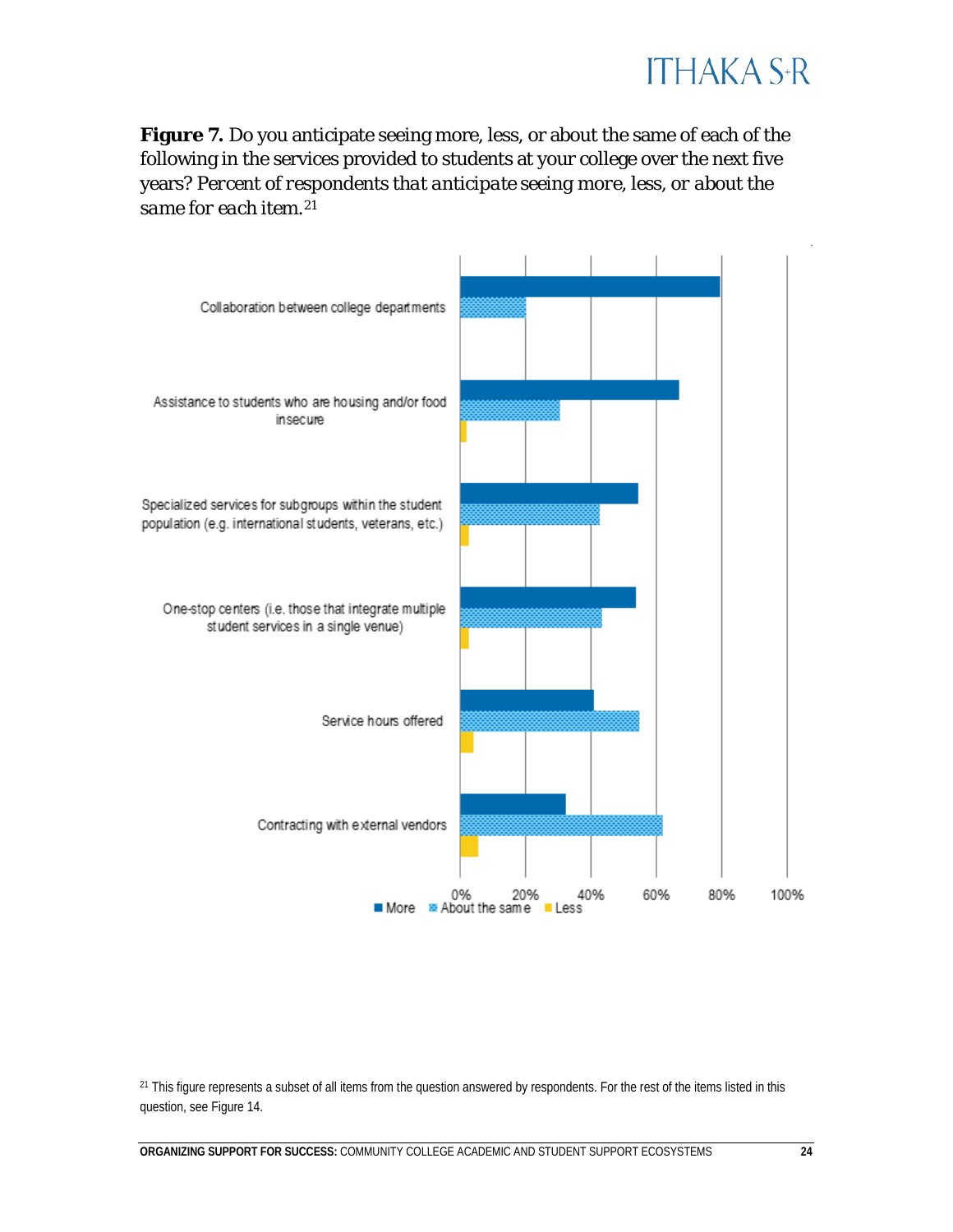**Figure 7.** Do you anticipate seeing more, less, or about the same of each of the following in the services provided to students at your college over the next five years? *Percent of respondents that anticipate seeing more, less, or about the same for each item.*[21]

Collaboration between college departments

Assistance to students who are housing and/or food insecure

Specialized services for subgroups within the student population (e.g. international students, veterans, etc.)

One-stop centers (i.e. those that integrate multiple student services in a single venue)

Service hours offered

Contracting with external vendors

0% 20% 40% 60% 80% 100%

More About the same Less

[21] This figure represents a subset of all items from the question answered by respondents. For the rest of the items listed in this question, see Figure 14.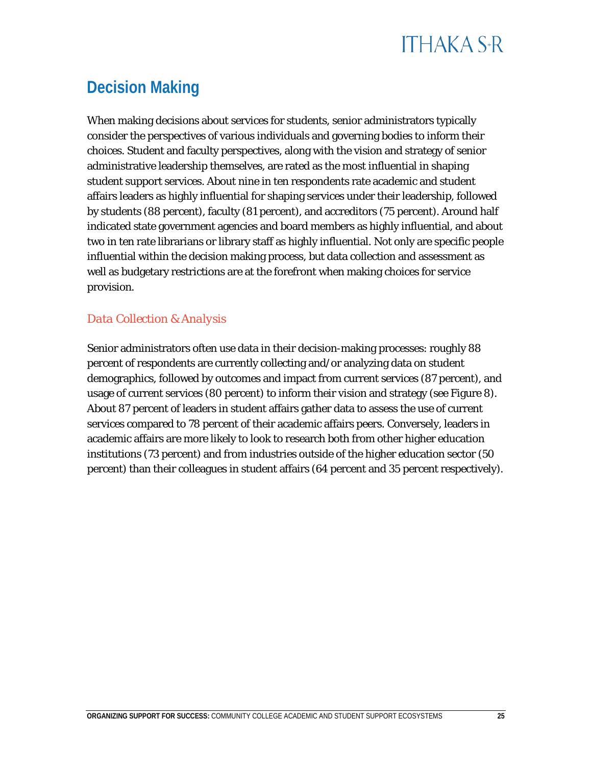## Decision Making

When making decisions about services for students, senior administrators typically consider the perspectives of various individuals and governing bodies to inform their choices. Student and faculty perspectives, along with the vision and strategy of senior administrative leadership themselves, are rated as the most influential in shaping student support services. About nine in ten respondents rate academic and student affairs leaders as highly influential for shaping services under their leadership, followed by students (88 percent), faculty (81 percent), and accreditors (75 percent). Around half indicated state government agencies and board members as highly influential, and about two in ten rate librarians or library staff as highly influential. Not only are specific people influential within the decision making process, but data collection and assessment as well as budgetary restrictions are at the forefront when making choices for service provision.

### Data Collection & Analysis

Senior administrators often use data in their decision-making processes: roughly 88 percent of respondents are currently collecting and/or analyzing data on student demographics, followed by outcomes and impact from current services (87 percent), and usage of current services (80 percent) to inform their vision and strategy (see Figure 8). About 87 percent of leaders in student affairs gather data to assess the use of current services compared to 78 percent of their academic affairs peers. Conversely, leaders in academic affairs are more likely to look to research both from other higher education institutions (73 percent) and from industries outside of the higher education sector (50 percent) than their colleagues in student affairs (64 percent and 35 percent respectively).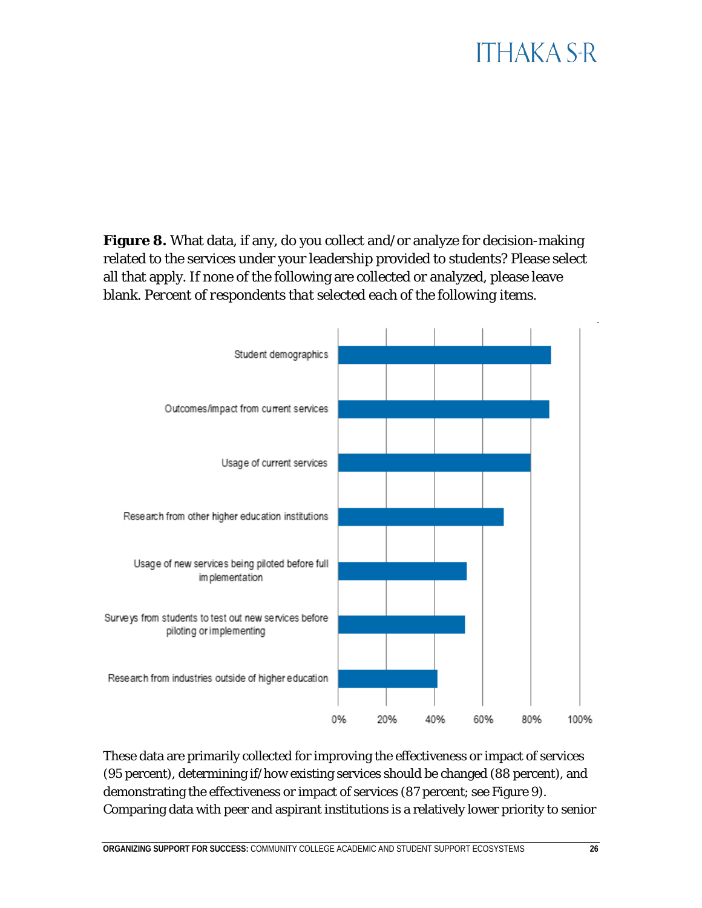**Figure 8.** What data, if any, do you collect and/or analyze for decision-making related to the services under your leadership provided to students? Please select all that apply. If none of the following are collected or analyzed, please leave blank. *Percent of respondents that selected each of the following items.*

These data are primarily collected for improving the effectiveness or impact of services (95 percent), determining if/how existing services should be changed (88 percent), and demonstrating the effectiveness or impact of services (87 percent; see Figure 9). Comparing data with peer and aspirant institutions is a relatively lower priority to senior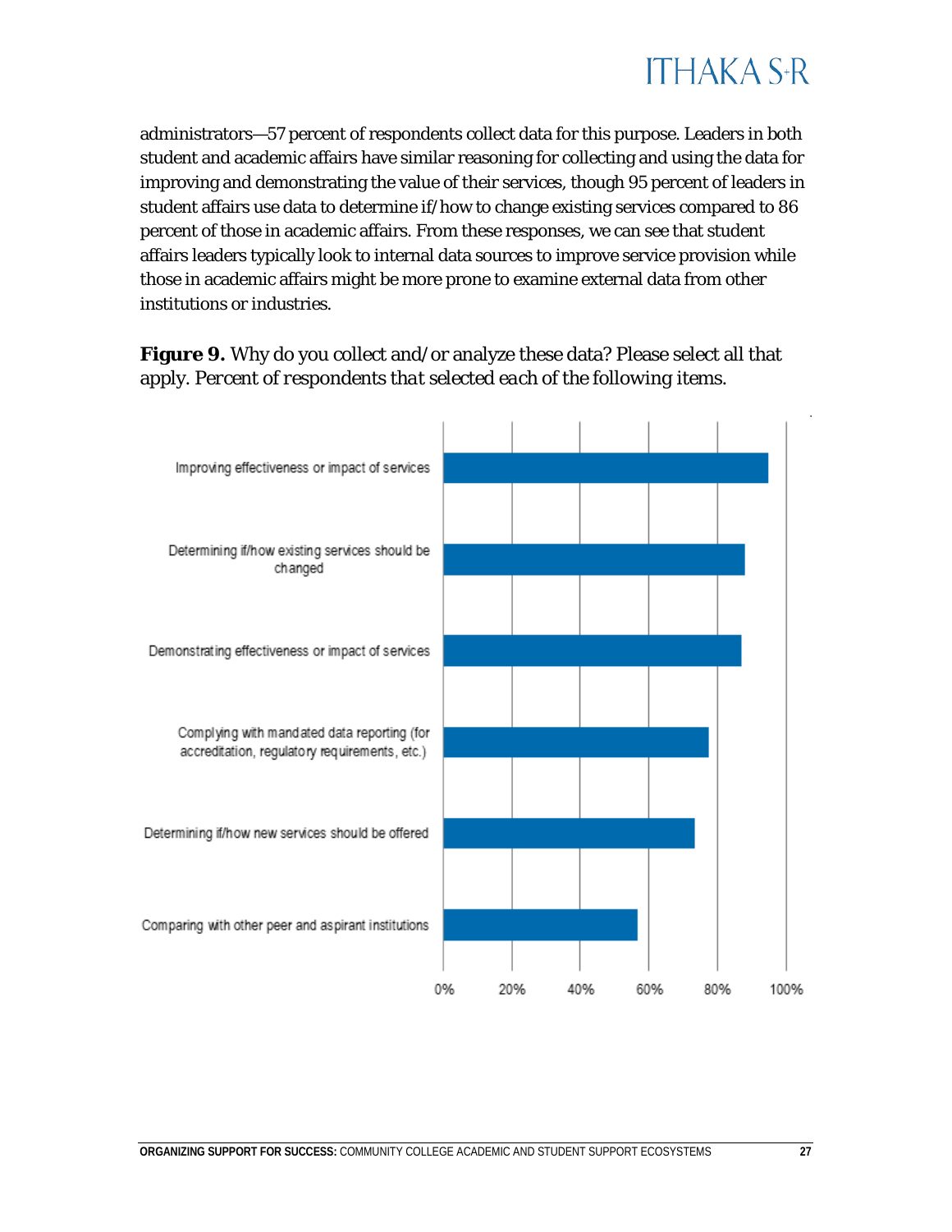administrators—57 percent of respondents collect data for this purpose. Leaders in both student and academic affairs have similar reasoning for collecting and using the data for improving and demonstrating the value of their services, though 95 percent of leaders in student affairs use data to determine if/how to change existing services compared to 86 percent of those in academic affairs. From these responses, we can see that student affairs leaders typically look to internal data sources to improve service provision while those in academic affairs might be more prone to examine external data from other institutions or industries.

**Figure 9.** Why do you collect and/or analyze these data? Please select all that apply. *Percent of respondents that selected each of the following items.*

Improving effectiveness or impact of services

Determining if/how existing services should be changed

Demonstrating effectiveness or impact of services

Complying with mandated data reporting (for accreditation, regulatory requirements, etc.)

Determining if/how new services should be offered

Comparing with other peer and aspirant institutions

0% 20% 40% 60% 80% 100%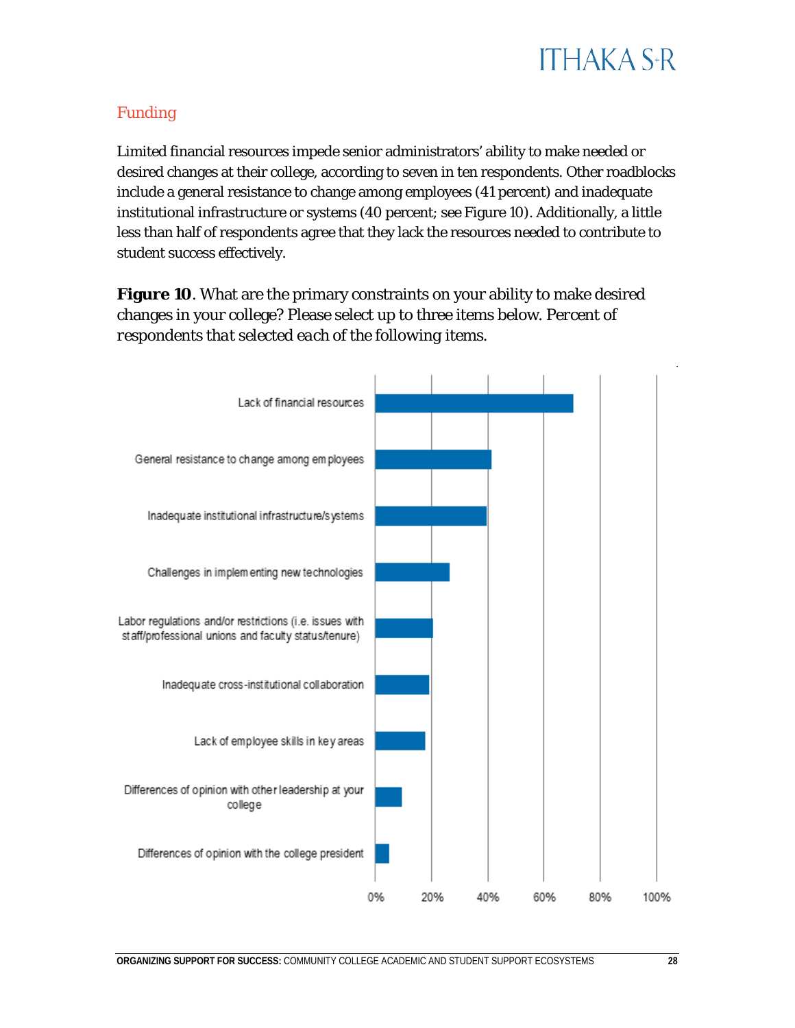## Funding

Limited financial resources impede senior administrators' ability to make needed or desired changes at their college, according to seven in ten respondents. Other roadblocks include a general resistance to change among employees (41 percent) and inadequate institutional infrastructure or systems (40 percent; see Figure 10). Additionally, a little less than half of respondents agree that they lack the resources needed to contribute to student success effectively.

**Figure 10**. What are the primary constraints on your ability to make desired changes in your college? Please select up to three items below. *Percent of respondents that selected each of the following items.*

Lack of financial resources

General resistance to change among employees

Inadequate institutional infrastructure/systems

Challenges in implementing new technologies

Labor regulations and/or restrictions (i.e. issues with staff/professional unions and faculty status/tenure)

Inadequate cross-institutional collaboration

Lack of employee skills in key areas

Differences of opinion with other leadership at your college

Differences of opinion with the college president

0% 20% 40% 60% 80% 100%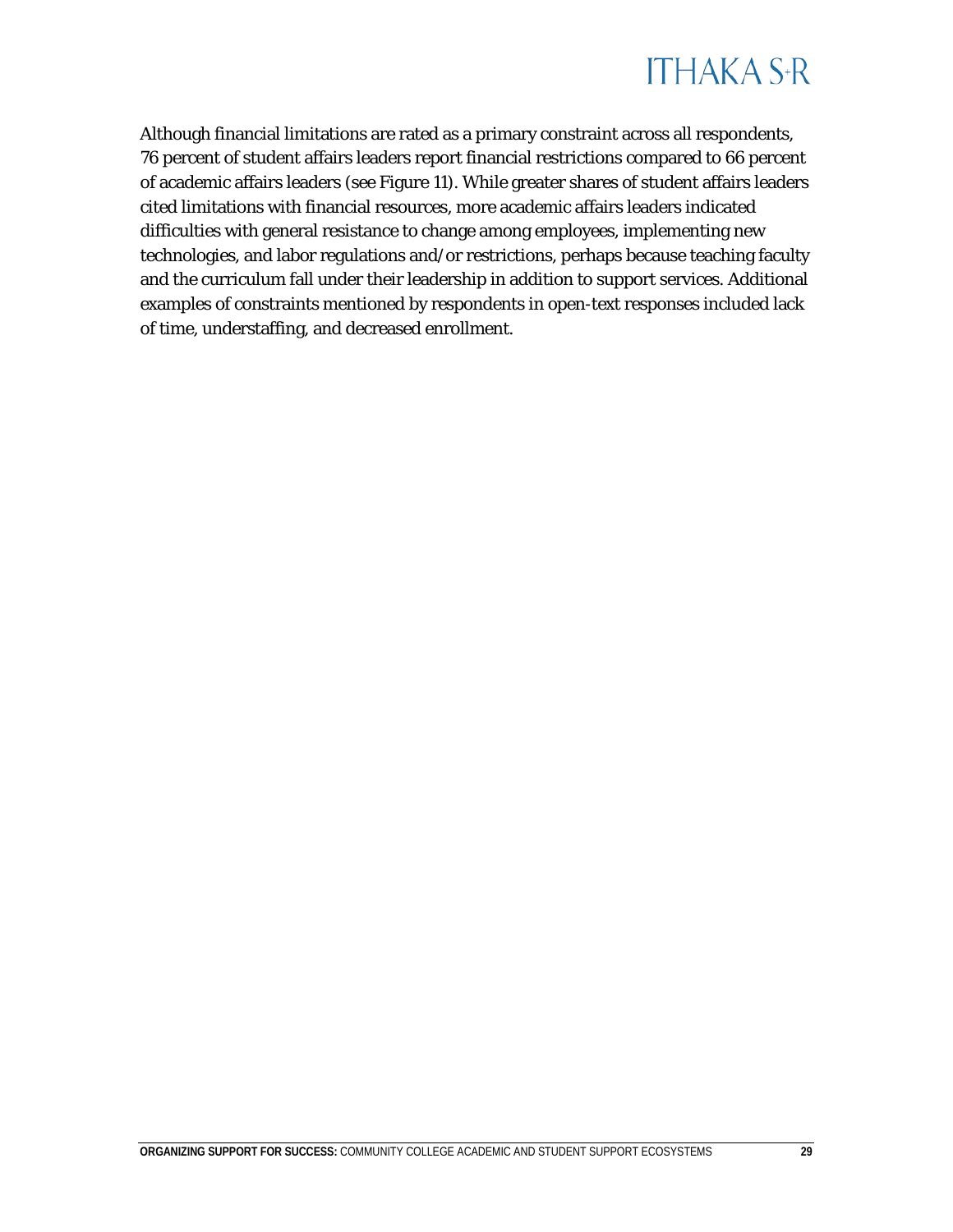Although financial limitations are rated as a primary constraint across all respondents, 76 percent of student affairs leaders report financial restrictions compared to 66 percent of academic affairs leaders (see Figure 11). While greater shares of student affairs leaders cited limitations with financial resources, more academic affairs leaders indicated difficulties with general resistance to change among employees, implementing new technologies, and labor regulations and/or restrictions, perhaps because teaching faculty and the curriculum fall under their leadership in addition to support services. Additional examples of constraints mentioned by respondents in open-text responses included lack of time, understaffing, and decreased enrollment.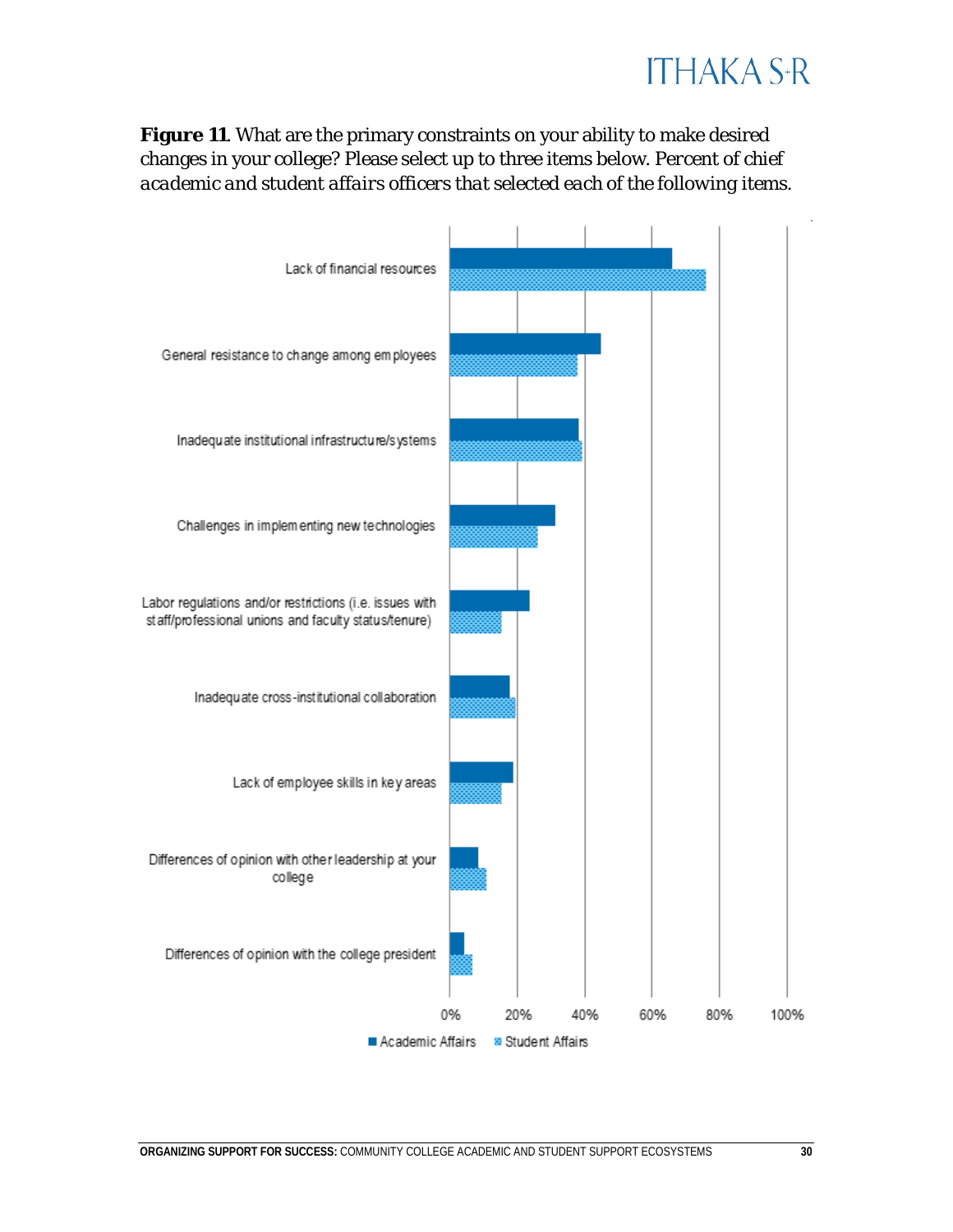**Figure 11**. What are the primary constraints on your ability to make desired changes in your college? Please select up to three items below. *Percent of chief academic and student affairs officers that selected each of the following items.*

Lack of financial resources

General resistance to change among employees

Inadequate institutional infrastructure/systems

Challenges in implementing new technologies

Labor regulations and/or restrictions (i.e. issues with staff/professional unions and faculty status/tenure)

Inadequate cross-institutional collaboration

Lack of employee skills in key areas

Differences of opinion with other leadership at your college

Differences of opinion with the college president

0% 20% 40% 60% 80% 100%

Academic Affairs Student Affairs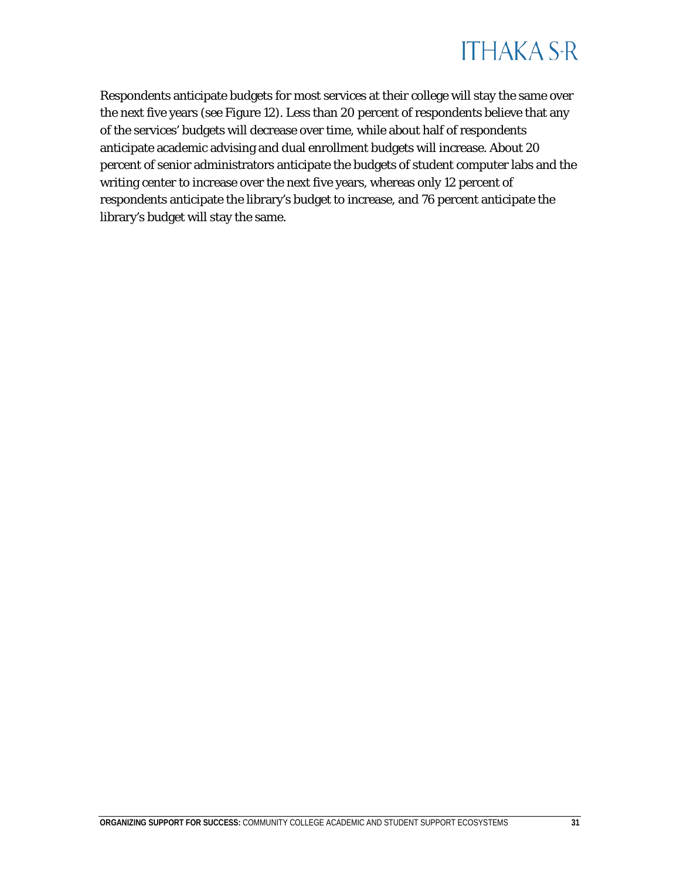Respondents anticipate budgets for most services at their college will stay the same over the next five years (see Figure 12). Less than 20 percent of respondents believe that any of the services' budgets will decrease over time, while about half of respondents anticipate academic advising and dual enrollment budgets will increase. About 20 percent of senior administrators anticipate the budgets of student computer labs and the writing center to increase over the next five years, whereas only 12 percent of respondents anticipate the library's budget to increase, and 76 percent anticipate the library's budget will stay the same.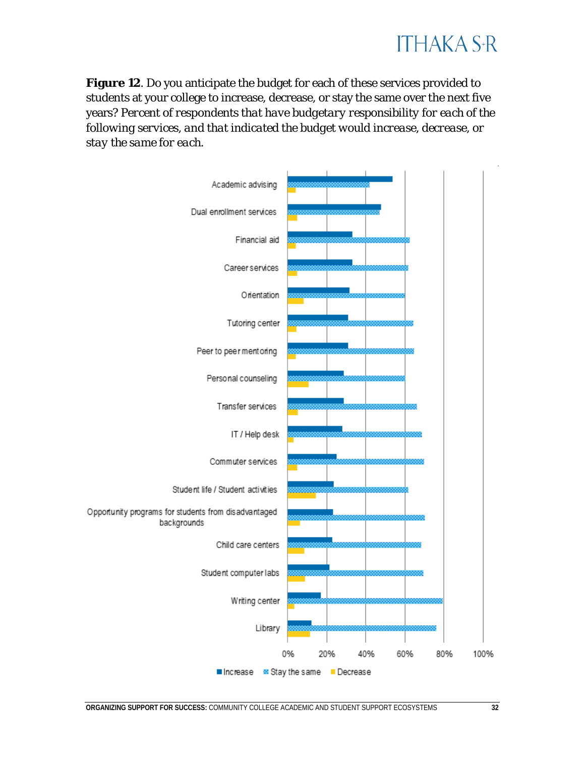**Figure 12**. Do you anticipate the budget for each of these services provided to students at your college to increase, decrease, or stay the same over the next five years? *Percent of respondents that have budgetary responsibility for each of the following services, and that indicated the budget would increase, decrease, or stay the same for each.*

Academic advising

Dual enrollment services

Financial aid

Career services

Orientation

Tutoring center

Peer to peer mentoring

Personal counseling

Transfer services

IT / Help desk

Commuter services

Student life / Student activities

Opportunity programs for students from disadvantaged backgrounds

Child care centers

Student computer labs

Writing center

Library

0% 20% 40% 60% 80% 100%

■ Increase ▨ Stay the same ■ Decrease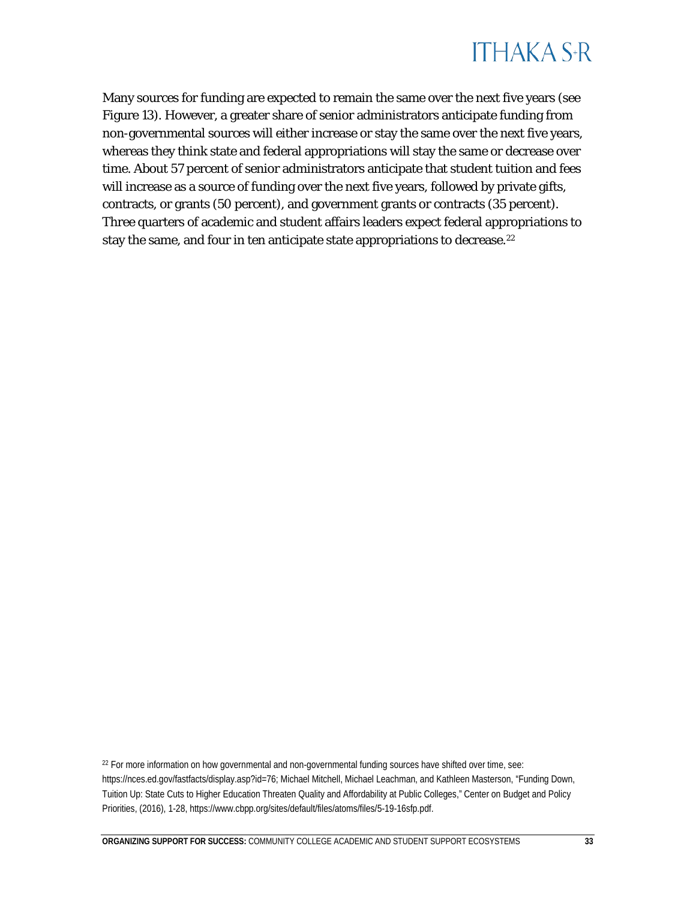Many sources for funding are expected to remain the same over the next five years (see Figure 13). However, a greater share of senior administrators anticipate funding from non-governmental sources will either increase or stay the same over the next five years, whereas they think state and federal appropriations will stay the same or decrease over time. About 57 percent of senior administrators anticipate that student tuition and fees will increase as a source of funding over the next five years, followed by private gifts, contracts, or grants (50 percent), and government grants or contracts (35 percent). Three quarters of academic and student affairs leaders expect federal appropriations to stay the same, and four in ten anticipate state appropriations to decrease.[22]

[22] For more information on how governmental and non-governmental funding sources have shifted over time, see: https://nces.ed.gov/fastfacts/display.asp?id=76; Michael Mitchell, Michael Leachman, and Kathleen Masterson, "Funding Down, Tuition Up: State Cuts to Higher Education Threaten Quality and Affordability at Public Colleges," Center on Budget and Policy Priorities, (2016), 1-28, https://www.cbpp.org/sites/default/files/atoms/files/5-19-16sfp.pdf.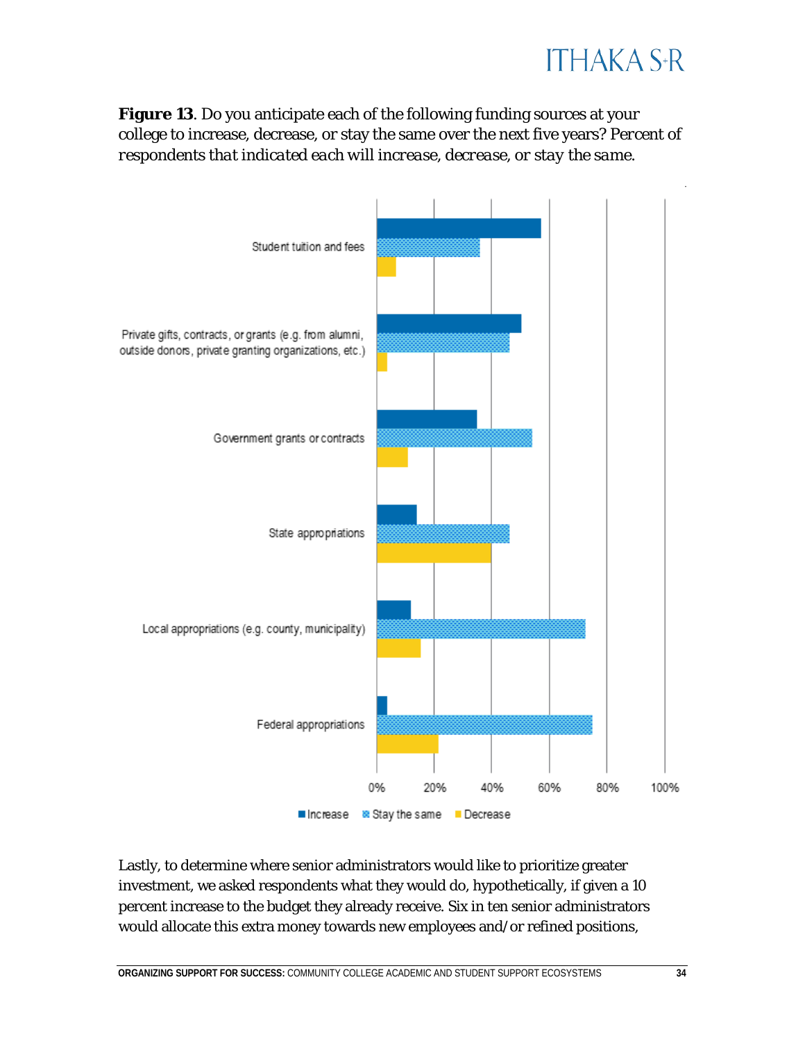**Figure 13**. Do you anticipate each of the following funding sources at your college to increase, decrease, or stay the same over the next five years? *Percent of respondents that indicated each will increase, decrease, or stay the same.*

Lastly, to determine where senior administrators would like to prioritize greater investment, we asked respondents what they would do, hypothetically, if given a 10 percent increase to the budget they already receive. Six in ten senior administrators would allocate this extra money towards new employees and/or refined positions,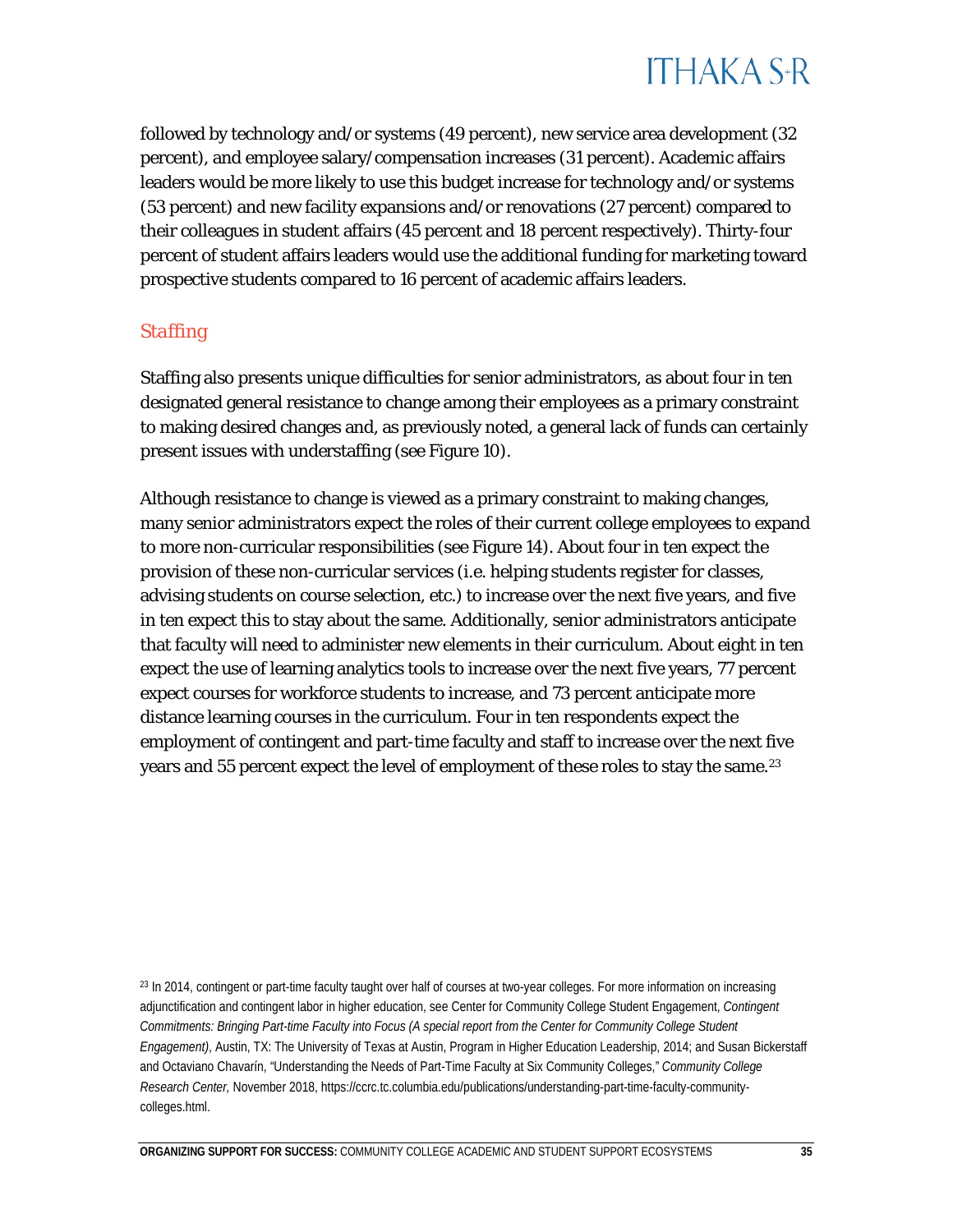followed by technology and/or systems (49 percent), new service area development (32 percent), and employee salary/compensation increases (31 percent). Academic affairs leaders would be more likely to use this budget increase for technology and/or systems (53 percent) and new facility expansions and/or renovations (27 percent) compared to their colleagues in student affairs (45 percent and 18 percent respectively). Thirty-four percent of student affairs leaders would use the additional funding for marketing toward prospective students compared to 16 percent of academic affairs leaders.

## Staffing

Staffing also presents unique difficulties for senior administrators, as about four in ten designated general resistance to change among their employees as a primary constraint to making desired changes and, as previously noted, a general lack of funds can certainly present issues with understaffing (see Figure 10).

Although resistance to change is viewed as a primary constraint to making changes, many senior administrators expect the roles of their current college employees to expand to more non-curricular responsibilities (see Figure 14). About four in ten expect the provision of these non-curricular services (i.e. helping students register for classes, advising students on course selection, etc.) to increase over the next five years, and five in ten expect this to stay about the same. Additionally, senior administrators anticipate that faculty will need to administer new elements in their curriculum. About eight in ten expect the use of learning analytics tools to increase over the next five years, 77 percent expect courses for workforce students to increase, and 73 percent anticipate more distance learning courses in the curriculum. Four in ten respondents expect the employment of contingent and part-time faculty and staff to increase over the next five years and 55 percent expect the level of employment of these roles to stay the same.[23]

[23] In 2014, contingent or part-time faculty taught over half of courses at two-year colleges. For more information on increasing adjunctification and contingent labor in higher education, see Center for Community College Student Engagement, *Contingent Commitments: Bringing Part-time Faculty into Focus (A special report from the Center for Community College Student Engagement)*, Austin, TX: The University of Texas at Austin, Program in Higher Education Leadership, 2014; and Susan Bickerstaff and Octaviano Chavarín, "Understanding the Needs of Part-Time Faculty at Six Community Colleges," *Community College Research Center*, November 2018, https://ccrc.tc.columbia.edu/publications/understanding-part-time-faculty-community-colleges.html.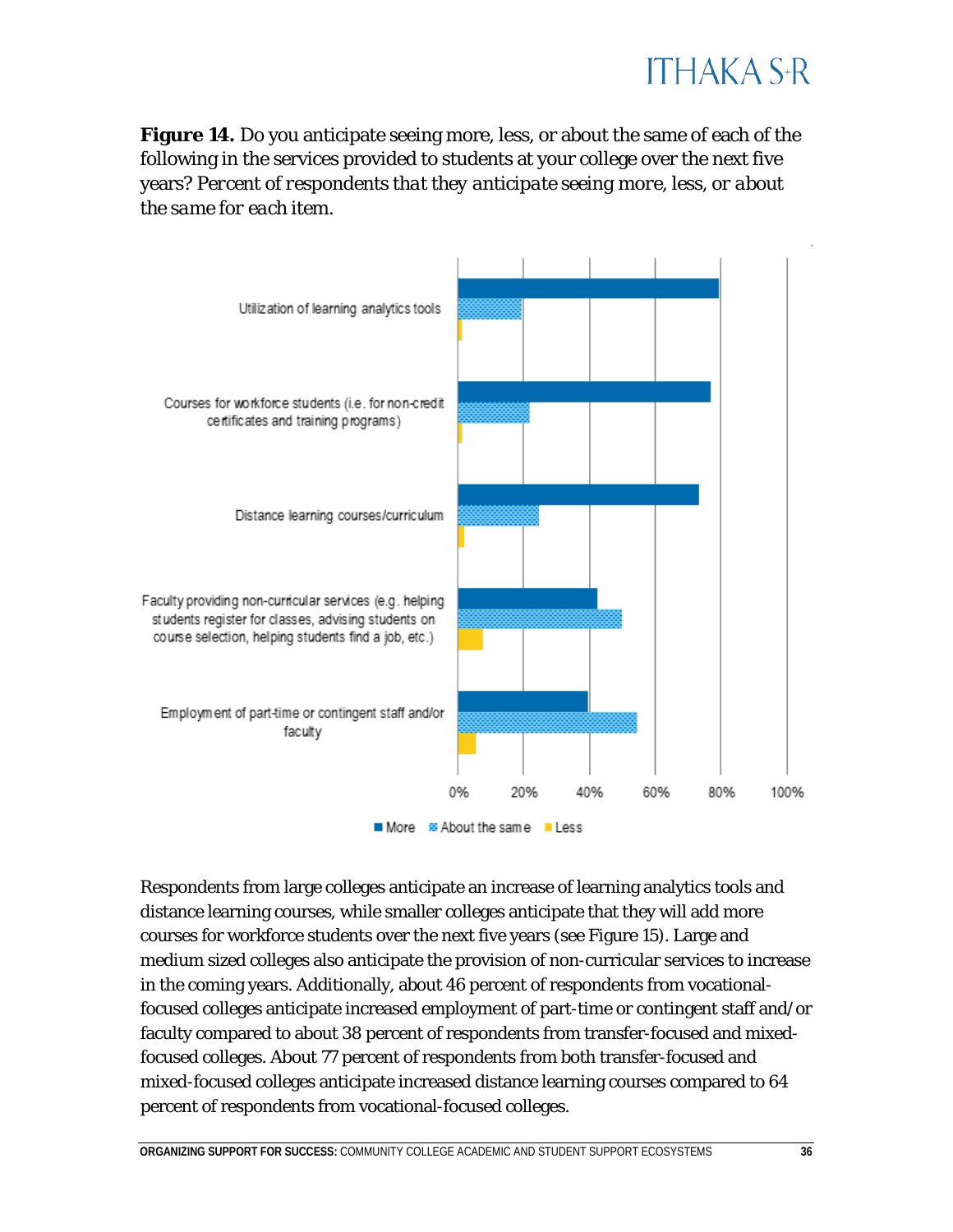**Figure 14.** Do you anticipate seeing more, less, or about the same of each of the following in the services provided to students at your college over the next five years? *Percent of respondents that they anticipate seeing more, less, or about the same for each item.*

Respondents from large colleges anticipate an increase of learning analytics tools and distance learning courses, while smaller colleges anticipate that they will add more courses for workforce students over the next five years (see Figure 15). Large and medium sized colleges also anticipate the provision of non-curricular services to increase in the coming years. Additionally, about 46 percent of respondents from vocational-focused colleges anticipate increased employment of part-time or contingent staff and/or faculty compared to about 38 percent of respondents from transfer-focused and mixed-focused colleges. About 77 percent of respondents from both transfer-focused and mixed-focused colleges anticipate increased distance learning courses compared to 64 percent of respondents from vocational-focused colleges.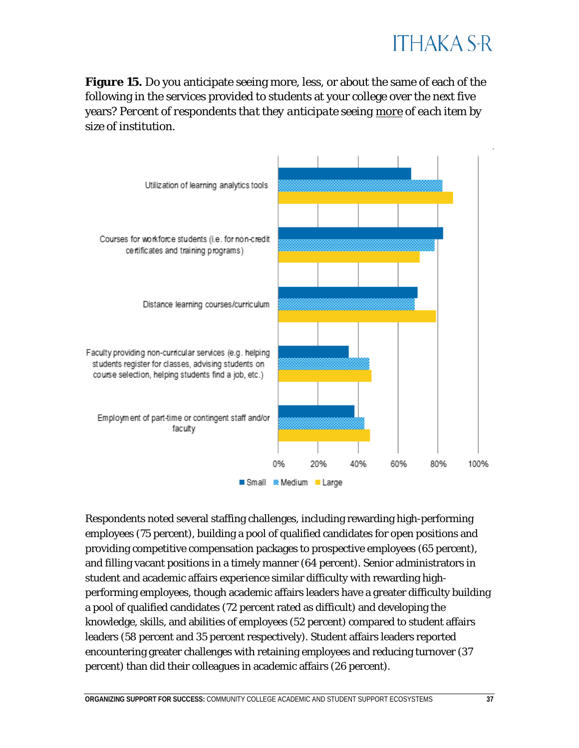**Figure 15.** Do you anticipate seeing more, less, or about the same of each of the following in the services provided to students at your college over the next five years? *Percent of respondents that they anticipate seeing* *<u>more</u>* *of each item by size of institution.*

Respondents noted several staffing challenges, including rewarding high-performing employees (75 percent), building a pool of qualified candidates for open positions and providing competitive compensation packages to prospective employees (65 percent), and filling vacant positions in a timely manner (64 percent). Senior administrators in student and academic affairs experience similar difficulty with rewarding high-performing employees, though academic affairs leaders have a greater difficulty building a pool of qualified candidates (72 percent rated as difficult) and developing the knowledge, skills, and abilities of employees (52 percent) compared to student affairs leaders (58 percent and 35 percent respectively). Student affairs leaders reported encountering greater challenges with retaining employees and reducing turnover (37 percent) than did their colleagues in academic affairs (26 percent).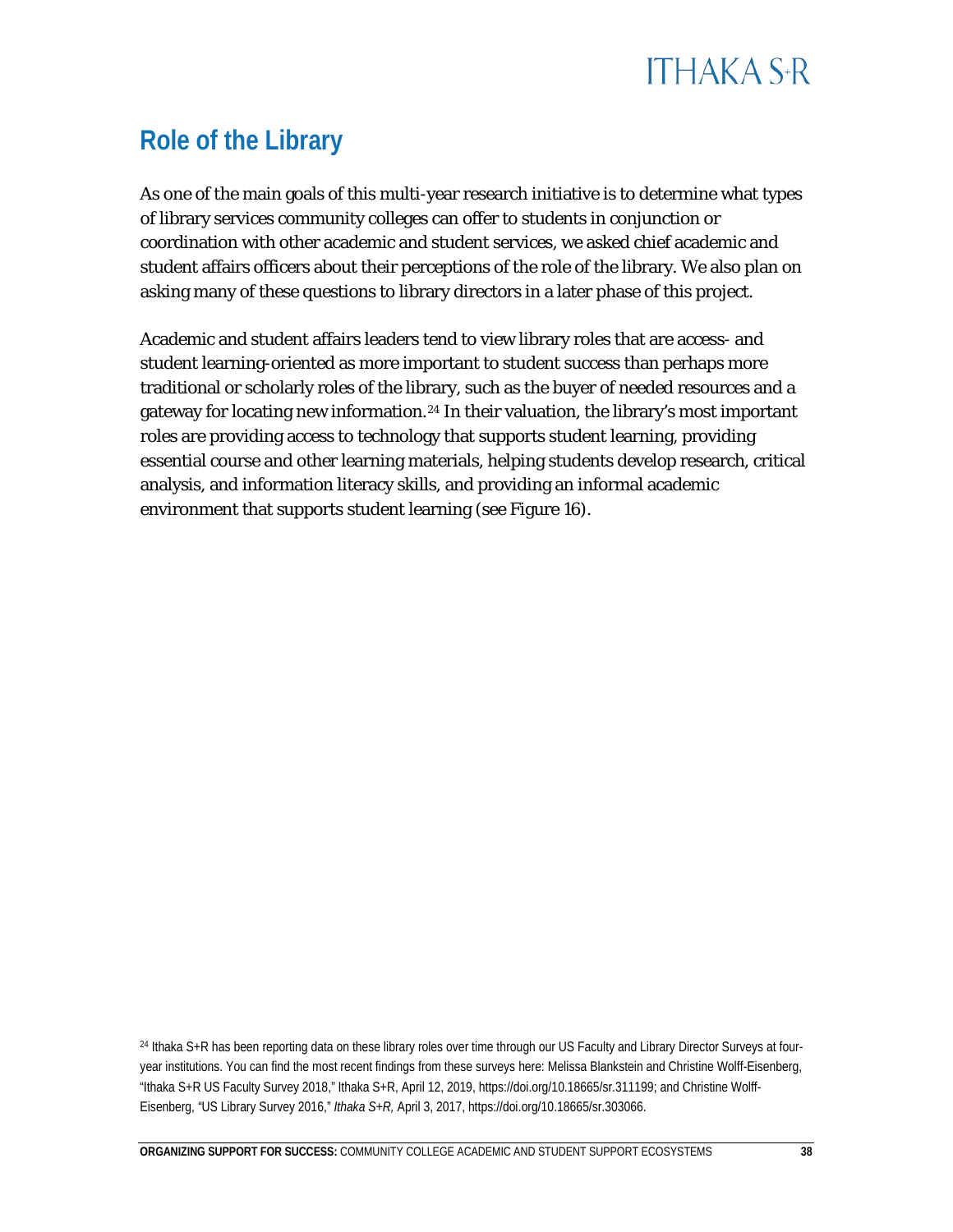## Role of the Library

As one of the main goals of this multi-year research initiative is to determine what types of library services community colleges can offer to students in conjunction or coordination with other academic and student services, we asked chief academic and student affairs officers about their perceptions of the role of the library. We also plan on asking many of these questions to library directors in a later phase of this project.

Academic and student affairs leaders tend to view library roles that are access- and student learning-oriented as more important to student success than perhaps more traditional or scholarly roles of the library, such as the buyer of needed resources and a gateway for locating new information.[24] In their valuation, the library's most important roles are providing access to technology that supports student learning, providing essential course and other learning materials, helping students develop research, critical analysis, and information literacy skills, and providing an informal academic environment that supports student learning (see Figure 16).

[24] Ithaka S+R has been reporting data on these library roles over time through our US Faculty and Library Director Surveys at four-year institutions. You can find the most recent findings from these surveys here: Melissa Blankstein and Christine Wolff-Eisenberg, "Ithaka S+R US Faculty Survey 2018," Ithaka S+R, April 12, 2019, https://doi.org/10.18665/sr.311199; and Christine Wolff-Eisenberg, "US Library Survey 2016," *Ithaka S+R*, April 3, 2017, https://doi.org/10.18665/sr.303066.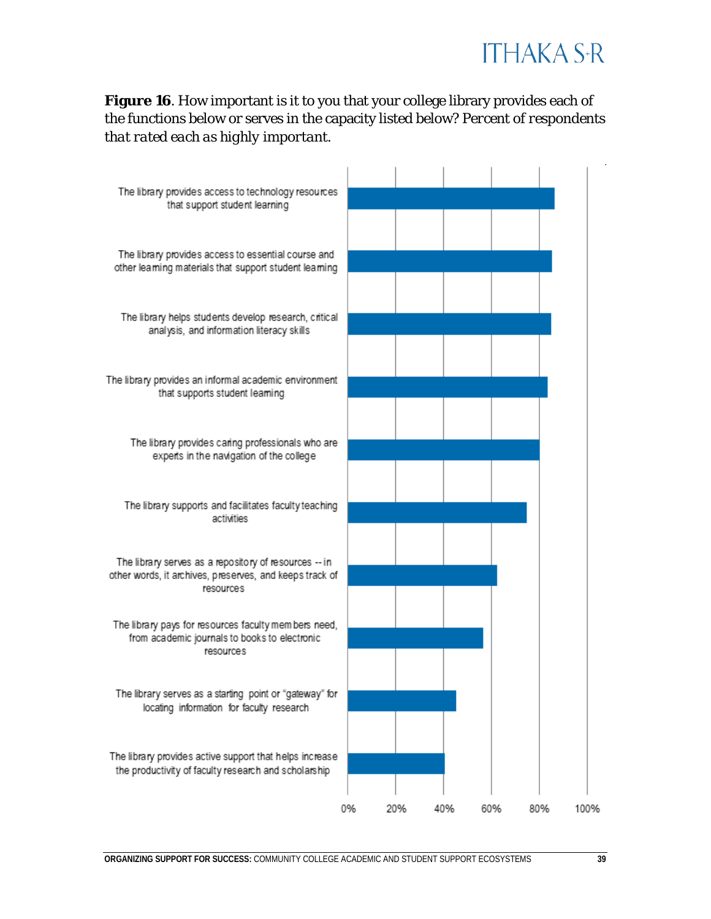**Figure 16**. How important is it to you that your college library provides each of the functions below or serves in the capacity listed below? Percent of respondents *that rated each as highly important*.

The library provides access to technology resources that support student learning

The library provides access to essential course and other learning materials that support student learning

The library helps students develop research, critical analysis, and information literacy skills

The library provides an informal academic environment that supports student learning

The library provides caring professionals who are experts in the navigation of the college

The library supports and facilitates faculty teaching activities

The library serves as a repository of resources -- in other words, it archives, preserves, and keeps track of resources

The library pays for resources faculty members need, from academic journals to books to electronic resources

The library serves as a starting point or "gateway" for locating information for faculty research

The library provides active support that helps increase the productivity of faculty research and scholarship

0% 20% 40% 60% 80% 100%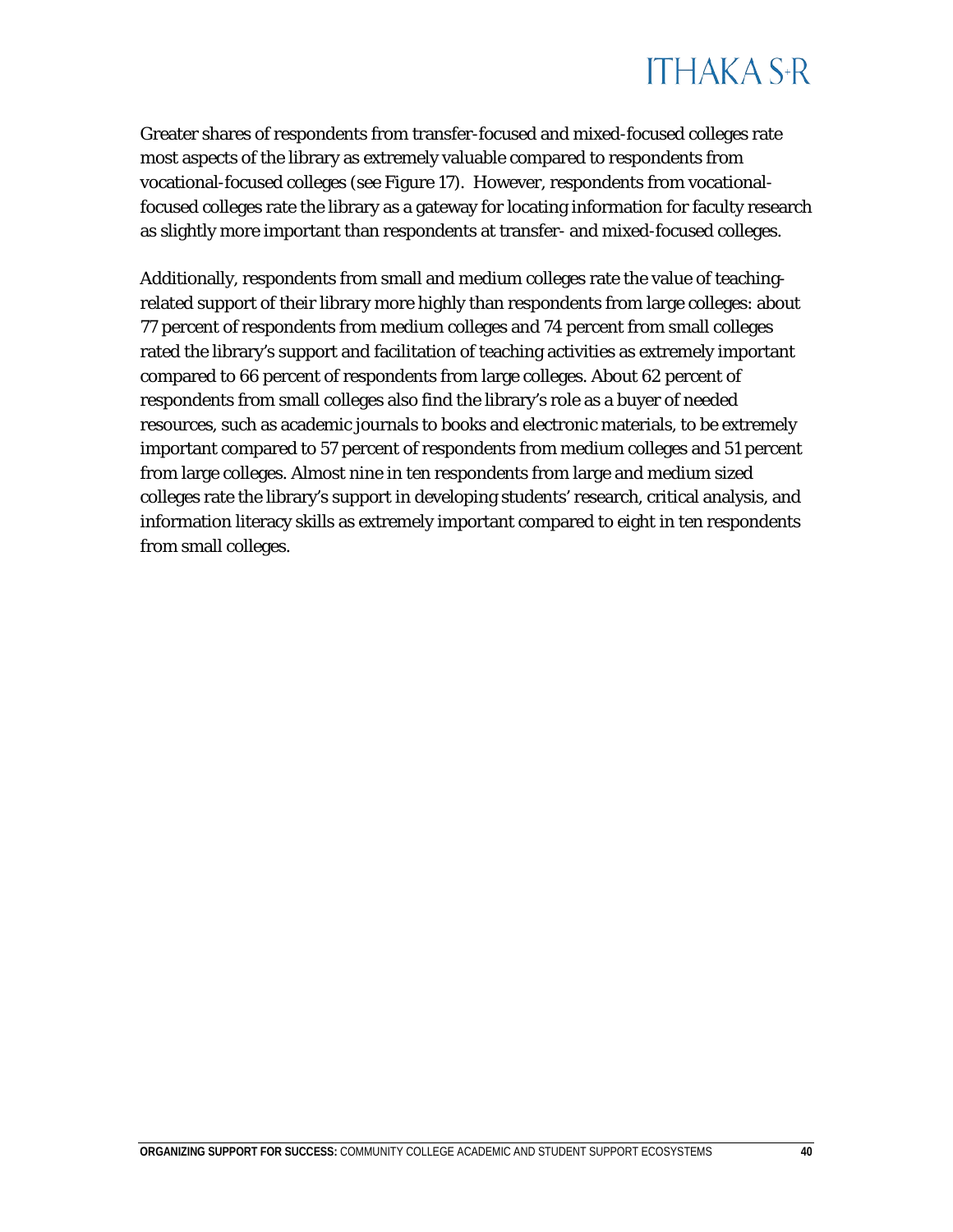Greater shares of respondents from transfer-focused and mixed-focused colleges rate most aspects of the library as extremely valuable compared to respondents from vocational-focused colleges (see Figure 17).  However, respondents from vocational-focused colleges rate the library as a gateway for locating information for faculty research as slightly more important than respondents at transfer- and mixed-focused colleges.

Additionally, respondents from small and medium colleges rate the value of teaching-related support of their library more highly than respondents from large colleges: about 77 percent of respondents from medium colleges and 74 percent from small colleges rated the library's support and facilitation of teaching activities as extremely important compared to 66 percent of respondents from large colleges. About 62 percent of respondents from small colleges also find the library's role as a buyer of needed resources, such as academic journals to books and electronic materials, to be extremely important compared to 57 percent of respondents from medium colleges and 51 percent from large colleges. Almost nine in ten respondents from large and medium sized colleges rate the library's support in developing students' research, critical analysis, and information literacy skills as extremely important compared to eight in ten respondents from small colleges.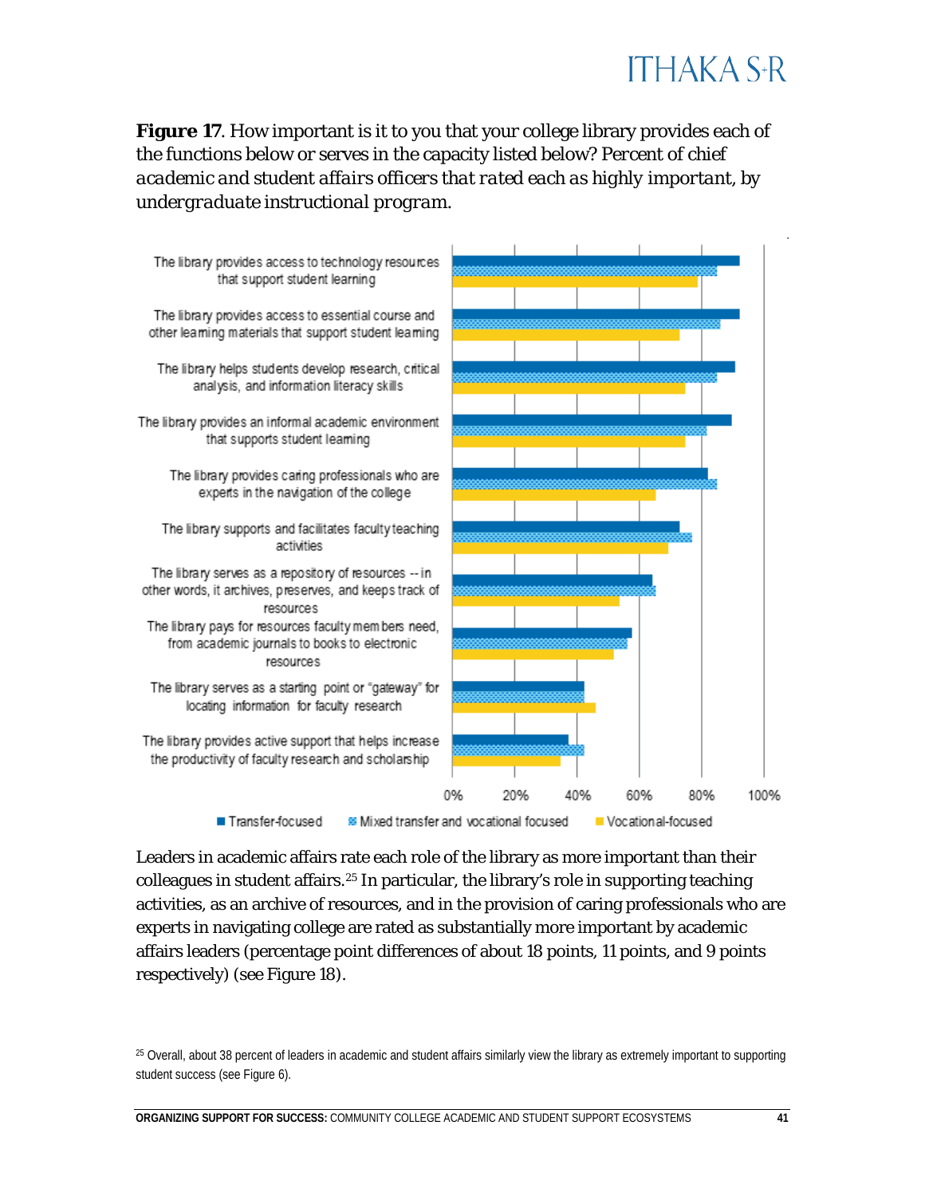**Figure 17**. How important is it to you that your college library provides each of the functions below or serves in the capacity listed below? *Percent of chief academic and student affairs officers that rated each as highly important, by undergraduate instructional program.*

Leaders in academic affairs rate each role of the library as more important than their colleagues in student affairs.[25] In particular, the library's role in supporting teaching activities, as an archive of resources, and in the provision of caring professionals who are experts in navigating college are rated as substantially more important by academic affairs leaders (percentage point differences of about 18 points, 11 points, and 9 points respectively) (see Figure 18).

[25] Overall, about 38 percent of leaders in academic and student affairs similarly view the library as extremely important to supporting student success (see Figure 6).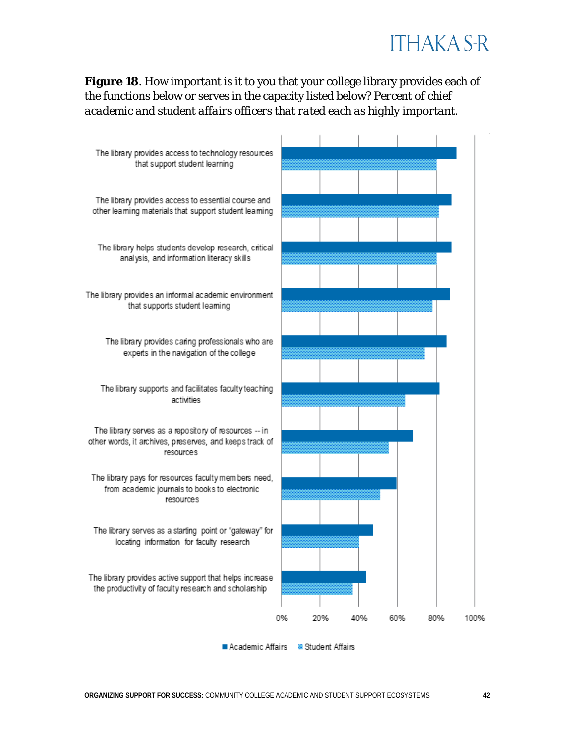**Figure 18**. How important is it to you that your college library provides each of the functions below or serves in the capacity listed below? Percent of chief *academic and student affairs officers that rated each as highly important.*

The library provides access to technology resources that support student learning

The library provides access to essential course and other learning materials that support student learning

The library helps students develop research, critical analysis, and information literacy skills

The library provides an informal academic environment that supports student learning

The library provides caring professionals who are experts in the navigation of the college

The library supports and facilitates faculty teaching activities

The library serves as a repository of resources -- in other words, it archives, preserves, and keeps track of resources

The library pays for resources faculty members need, from academic journals to books to electronic resources

The library serves as a starting point or "gateway" for locating information for faculty research

The library provides active support that helps increase the productivity of faculty research and scholarship

0% 20% 40% 60% 80% 100%

Academic Affairs Student Affairs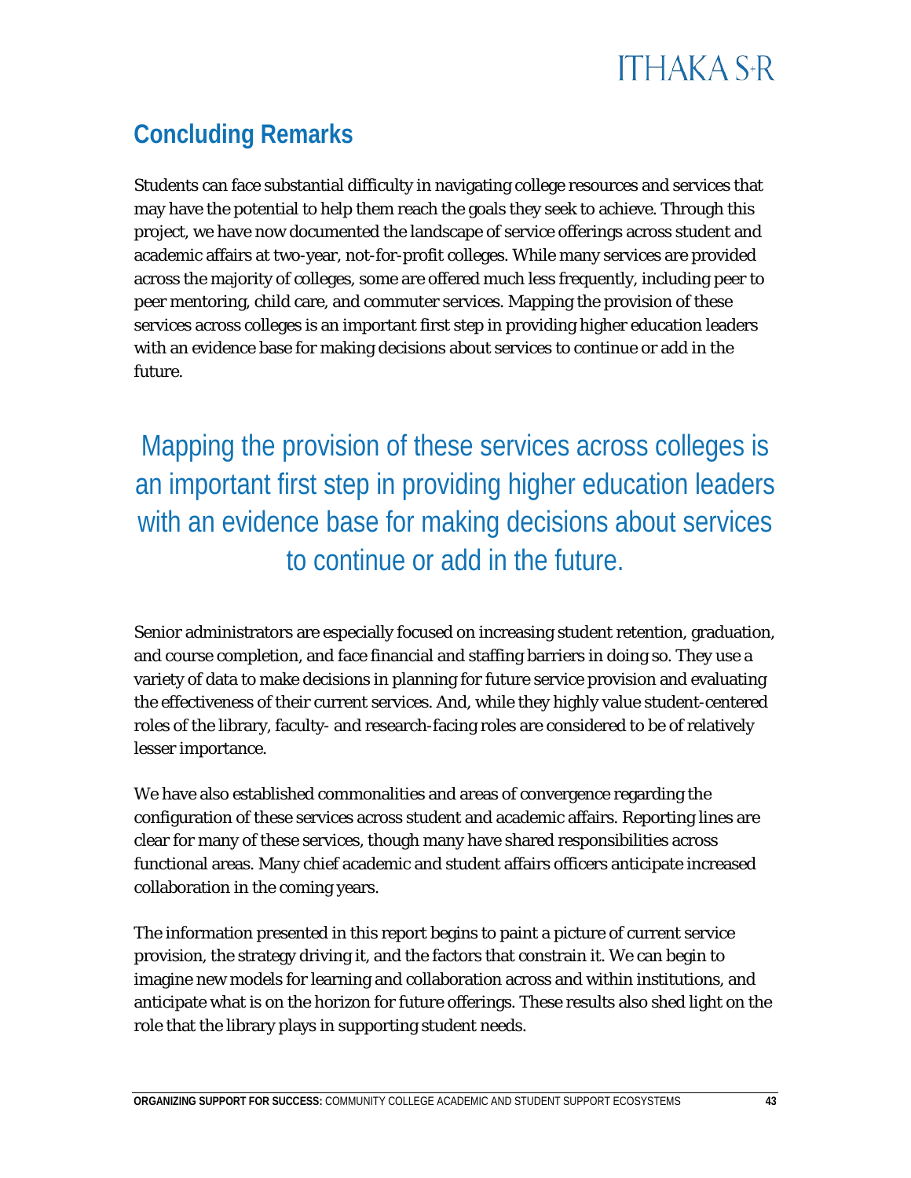## Concluding Remarks

Students can face substantial difficulty in navigating college resources and services that may have the potential to help them reach the goals they seek to achieve. Through this project, we have now documented the landscape of service offerings across student and academic affairs at two-year, not-for-profit colleges. While many services are provided across the majority of colleges, some are offered much less frequently, including peer to peer mentoring, child care, and commuter services. Mapping the provision of these services across colleges is an important first step in providing higher education leaders with an evidence base for making decisions about services to continue or add in the future.

> Mapping the provision of these services across colleges is an important first step in providing higher education leaders with an evidence base for making decisions about services to continue or add in the future.

Senior administrators are especially focused on increasing student retention, graduation, and course completion, and face financial and staffing barriers in doing so. They use a variety of data to make decisions in planning for future service provision and evaluating the effectiveness of their current services. And, while they highly value student-centered roles of the library, faculty- and research-facing roles are considered to be of relatively lesser importance.

We have also established commonalities and areas of convergence regarding the configuration of these services across student and academic affairs. Reporting lines are clear for many of these services, though many have shared responsibilities across functional areas. Many chief academic and student affairs officers anticipate increased collaboration in the coming years.

The information presented in this report begins to paint a picture of current service provision, the strategy driving it, and the factors that constrain it. We can begin to imagine new models for learning and collaboration across and within institutions, and anticipate what is on the horizon for future offerings. These results also shed light on the role that the library plays in supporting student needs.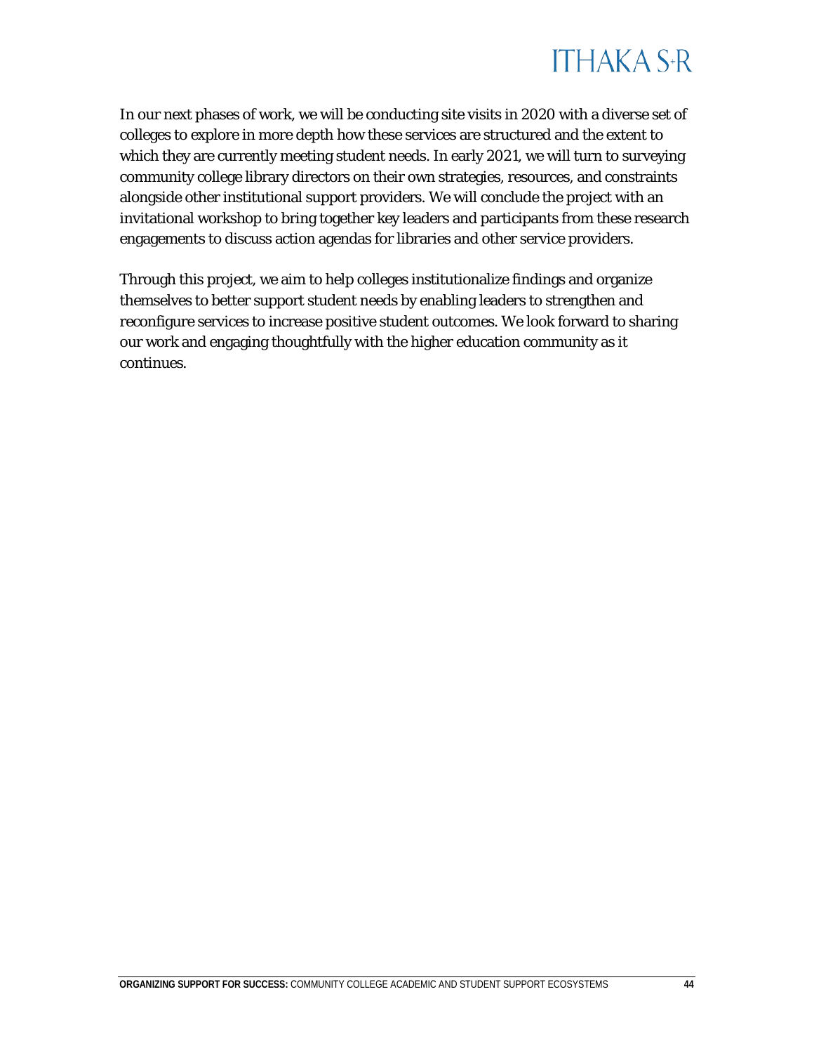In our next phases of work, we will be conducting site visits in 2020 with a diverse set of colleges to explore in more depth how these services are structured and the extent to which they are currently meeting student needs. In early 2021, we will turn to surveying community college library directors on their own strategies, resources, and constraints alongside other institutional support providers. We will conclude the project with an invitational workshop to bring together key leaders and participants from these research engagements to discuss action agendas for libraries and other service providers.

Through this project, we aim to help colleges institutionalize findings and organize themselves to better support student needs by enabling leaders to strengthen and reconfigure services to increase positive student outcomes. We look forward to sharing our work and engaging thoughtfully with the higher education community as it continues.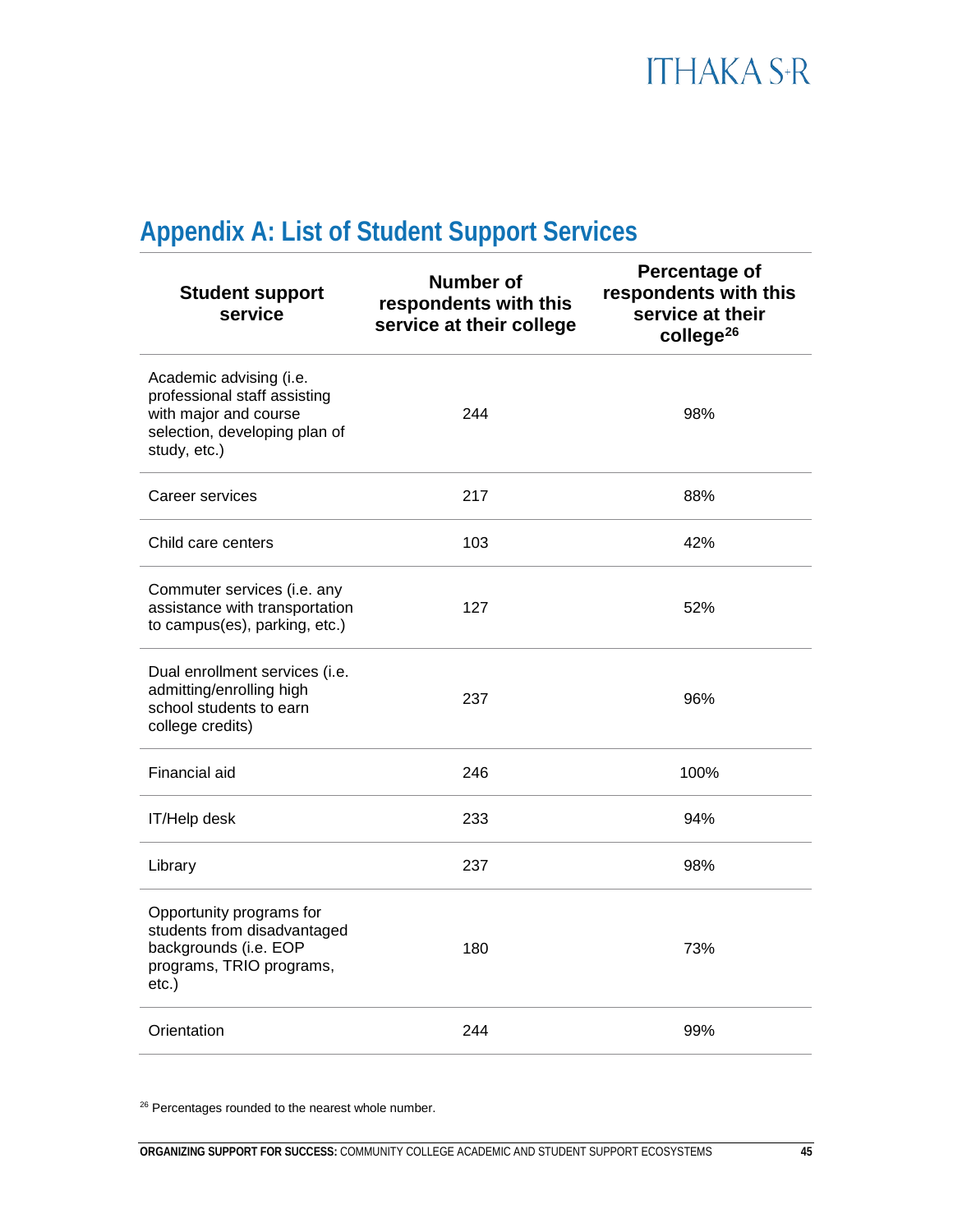## Appendix A: List of Student Support Services

| Student support service | Number of respondents with this service at their college | Percentage of respondents with this service at their college[26] |
|---|---|---|
| Academic advising (i.e. professional staff assisting with major and course selection, developing plan of study, etc.) | 244 | 98% |
| Career services | 217 | 88% |
| Child care centers | 103 | 42% |
| Commuter services (i.e. any assistance with transportation to campus(es), parking, etc.) | 127 | 52% |
| Dual enrollment services (i.e. admitting/enrolling high school students to earn college credits) | 237 | 96% |
| Financial aid | 246 | 100% |
| IT/Help desk | 233 | 94% |
| Library | 237 | 98% |
| Opportunity programs for students from disadvantaged backgrounds (i.e. EOP programs, TRIO programs, etc.) | 180 | 73% |
| Orientation | 244 | 99% |

[26] Percentages rounded to the nearest whole number.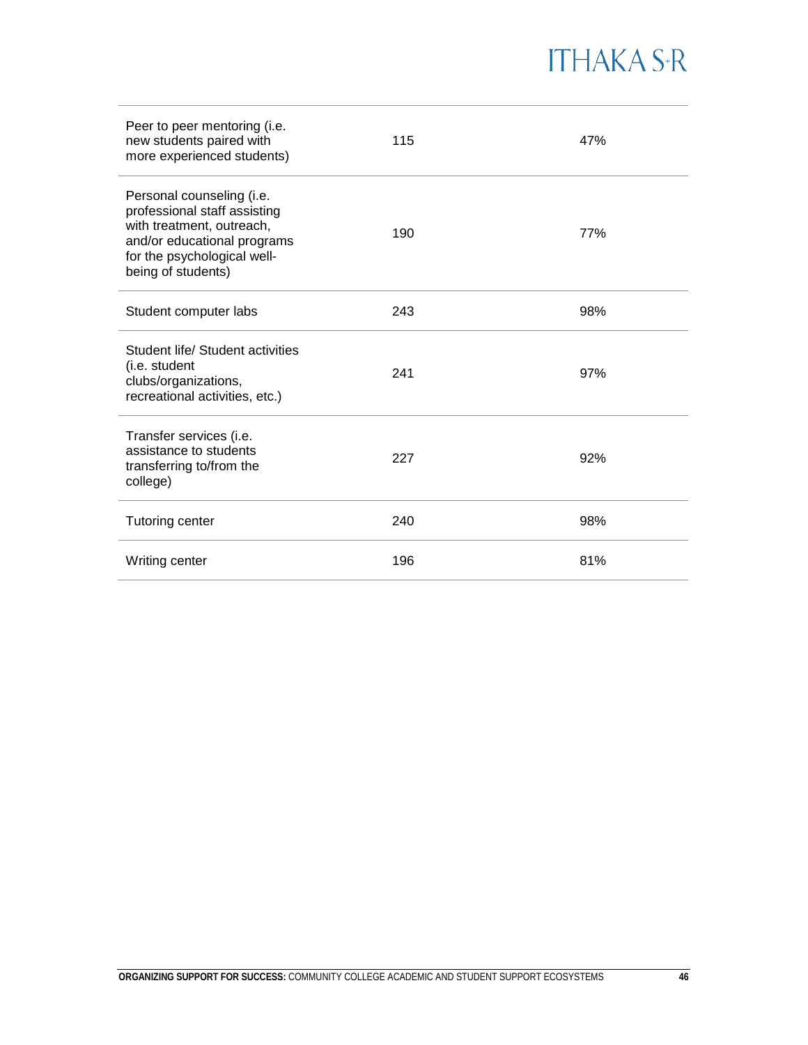| | | |
|---|---|---|
| Peer to peer mentoring (i.e. new students paired with more experienced students) | 115 | 47% |
| Personal counseling (i.e. professional staff assisting with treatment, outreach, and/or educational programs for the psychological well-being of students) | 190 | 77% |
| Student computer labs | 243 | 98% |
| Student life/ Student activities (i.e. student clubs/organizations, recreational activities, etc.) | 241 | 97% |
| Transfer services (i.e. assistance to students transferring to/from the college) | 227 | 92% |
| Tutoring center | 240 | 98% |
| Writing center | 196 | 81% |